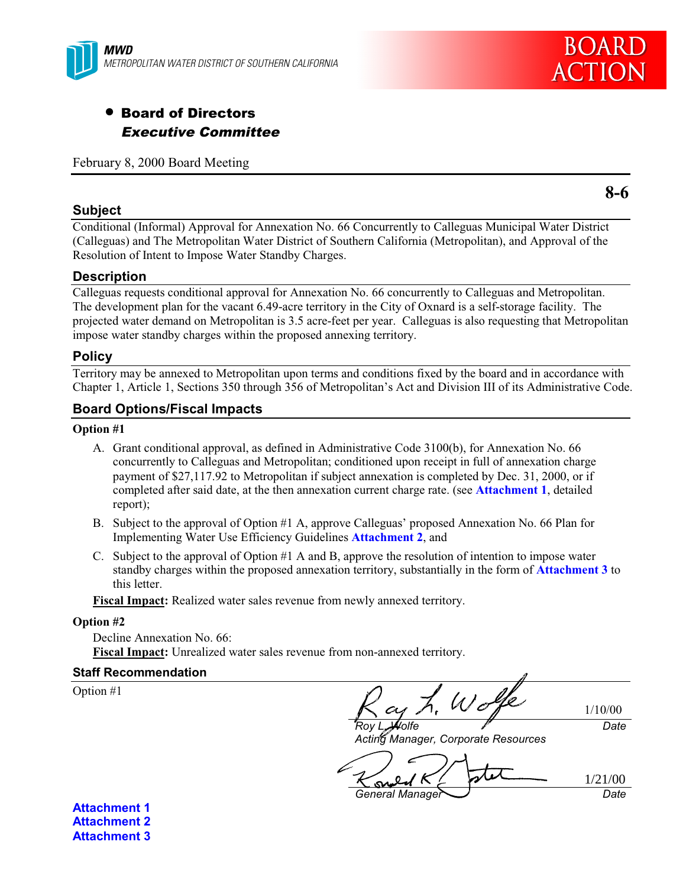MWD

METROPOLITAN WATER DISTRICT OF SOUTHERN CALIFORNIA

BOARD ACTION

- **Board of Directors**
  ***Executive Committee***

February 8, 2000 Board Meeting

**8-6**

## Subject

Conditional (Informal) Approval for Annexation No. 66 Concurrently to Calleguas Municipal Water District (Calleguas) and The Metropolitan Water District of Southern California (Metropolitan), and Approval of the Resolution of Intent to Impose Water Standby Charges.

## Description

Calleguas requests conditional approval for Annexation No. 66 concurrently to Calleguas and Metropolitan. The development plan for the vacant 6.49-acre territory in the City of Oxnard is a self-storage facility. The projected water demand on Metropolitan is 3.5 acre-feet per year. Calleguas is also requesting that Metropolitan impose water standby charges within the proposed annexing territory.

## Policy

Territory may be annexed to Metropolitan upon terms and conditions fixed by the board and in accordance with Chapter 1, Article 1, Sections 350 through 356 of Metropolitan's Act and Division III of its Administrative Code.

## Board Options/Fiscal Impacts

**Option #1**

A. Grant conditional approval, as defined in Administrative Code 3100(b), for Annexation No. 66 concurrently to Calleguas and Metropolitan; conditioned upon receipt in full of annexation charge payment of $27,117.92 to Metropolitan if subject annexation is completed by Dec. 31, 2000, or if completed after said date, at the then annexation current charge rate. (see **Attachment 1**, detailed report);

B. Subject to the approval of Option #1 A, approve Calleguas' proposed Annexation No. 66 Plan for Implementing Water Use Efficiency Guidelines **Attachment 2**, and

C. Subject to the approval of Option #1 A and B, approve the resolution of intention to impose water standby charges within the proposed annexation territory, substantially in the form of **Attachment 3** to this letter.

**Fiscal Impact:** Realized water sales revenue from newly annexed territory.

**Option #2**

Decline Annexation No. 66:

**Fiscal Impact:** Unrealized water sales revenue from non-annexed territory.

## Staff Recommendation

Option #1

Roy L. Wolfe — 1/10/00
*Roy L. Wolfe* — *Date*
*Acting Manager, Corporate Resources*

Ronald R. Foster — 1/21/00
*General Manager* — *Date*

**Attachment 1**
**Attachment 2**
**Attachment 3**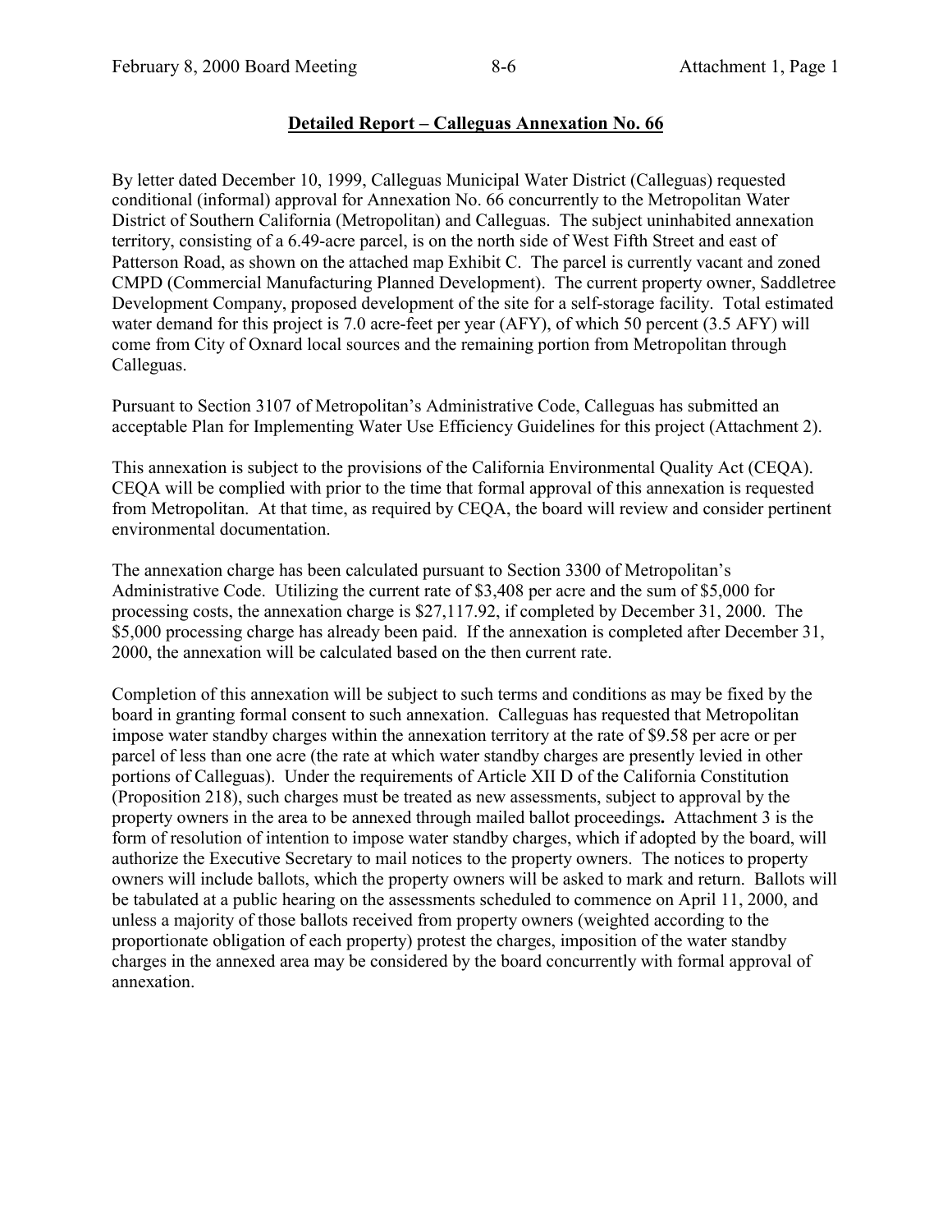## **Detailed Report – Calleguas Annexation No. 66**

By letter dated December 10, 1999, Calleguas Municipal Water District (Calleguas) requested conditional (informal) approval for Annexation No. 66 concurrently to the Metropolitan Water District of Southern California (Metropolitan) and Calleguas. The subject uninhabited annexation territory, consisting of a 6.49-acre parcel, is on the north side of West Fifth Street and east of Patterson Road, as shown on the attached map Exhibit C. The parcel is currently vacant and zoned CMPD (Commercial Manufacturing Planned Development). The current property owner, Saddletree Development Company, proposed development of the site for a self-storage facility. Total estimated water demand for this project is 7.0 acre-feet per year (AFY), of which 50 percent (3.5 AFY) will come from City of Oxnard local sources and the remaining portion from Metropolitan through Calleguas.

Pursuant to Section 3107 of Metropolitan's Administrative Code, Calleguas has submitted an acceptable Plan for Implementing Water Use Efficiency Guidelines for this project (Attachment 2).

This annexation is subject to the provisions of the California Environmental Quality Act (CEQA). CEQA will be complied with prior to the time that formal approval of this annexation is requested from Metropolitan. At that time, as required by CEQA, the board will review and consider pertinent environmental documentation.

The annexation charge has been calculated pursuant to Section 3300 of Metropolitan's Administrative Code. Utilizing the current rate of $3,408 per acre and the sum of $5,000 for processing costs, the annexation charge is $27,117.92, if completed by December 31, 2000. The $5,000 processing charge has already been paid. If the annexation is completed after December 31, 2000, the annexation will be calculated based on the then current rate.

Completion of this annexation will be subject to such terms and conditions as may be fixed by the board in granting formal consent to such annexation. Calleguas has requested that Metropolitan impose water standby charges within the annexation territory at the rate of $9.58 per acre or per parcel of less than one acre (the rate at which water standby charges are presently levied in other portions of Calleguas). Under the requirements of Article XII D of the California Constitution (Proposition 218), such charges must be treated as new assessments, subject to approval by the property owners in the area to be annexed through mailed ballot proceedings**.** Attachment 3 is the form of resolution of intention to impose water standby charges, which if adopted by the board, will authorize the Executive Secretary to mail notices to the property owners. The notices to property owners will include ballots, which the property owners will be asked to mark and return. Ballots will be tabulated at a public hearing on the assessments scheduled to commence on April 11, 2000, and unless a majority of those ballots received from property owners (weighted according to the proportionate obligation of each property) protest the charges, imposition of the water standby charges in the annexed area may be considered by the board concurrently with formal approval of annexation.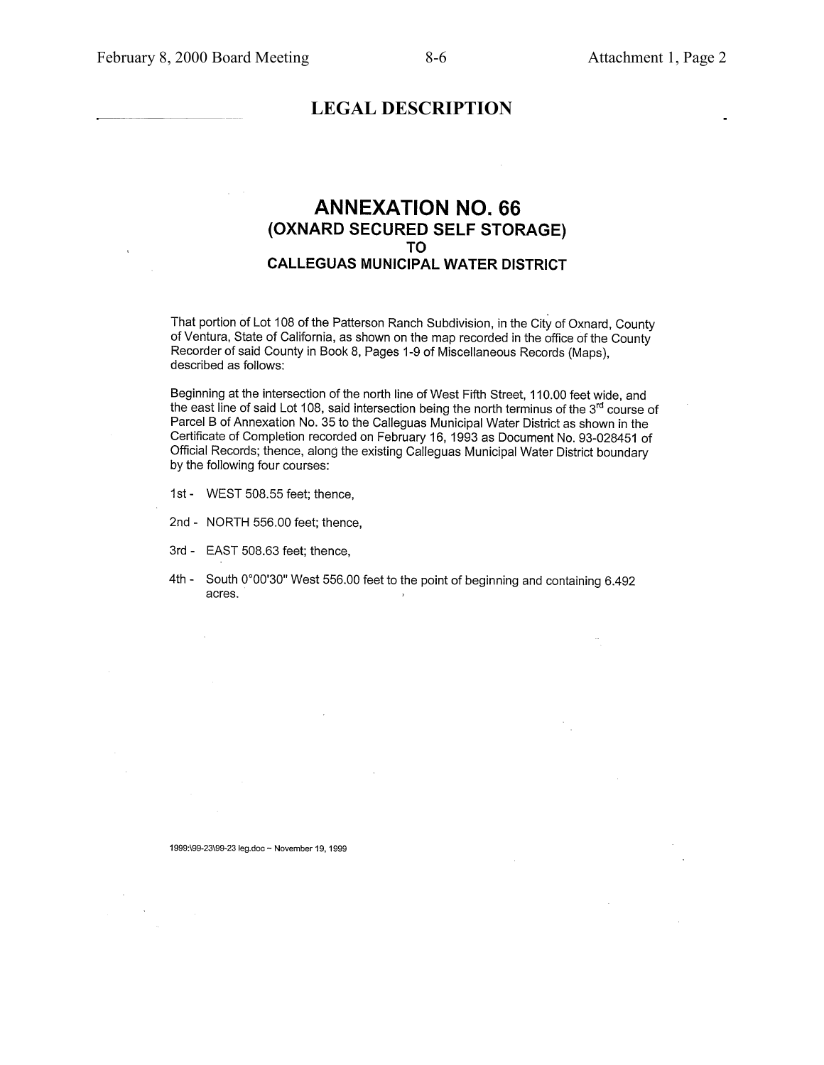# LEGAL DESCRIPTION

## ANNEXATION NO. 66
### (OXNARD SECURED SELF STORAGE)
### TO
### CALLEGUAS MUNICIPAL WATER DISTRICT

That portion of Lot 108 of the Patterson Ranch Subdivision, in the City of Oxnard, County of Ventura, State of California, as shown on the map recorded in the office of the County Recorder of said County in Book 8, Pages 1-9 of Miscellaneous Records (Maps), described as follows:

Beginning at the intersection of the north line of West Fifth Street, 110.00 feet wide, and the east line of said Lot 108, said intersection being the north terminus of the 3rd course of Parcel B of Annexation No. 35 to the Calleguas Municipal Water District as shown in the Certificate of Completion recorded on February 16, 1993 as Document No. 93-028451 of Official Records; thence, along the existing Calleguas Municipal Water District boundary by the following four courses:

1st - WEST 508.55 feet; thence,

2nd - NORTH 556.00 feet; thence,

3rd - EAST 508.63 feet; thence,

4th - South 0°00'30" West 556.00 feet to the point of beginning and containing 6.492 acres.

1999:\99-23\99-23 leg.doc ~ November 19, 1999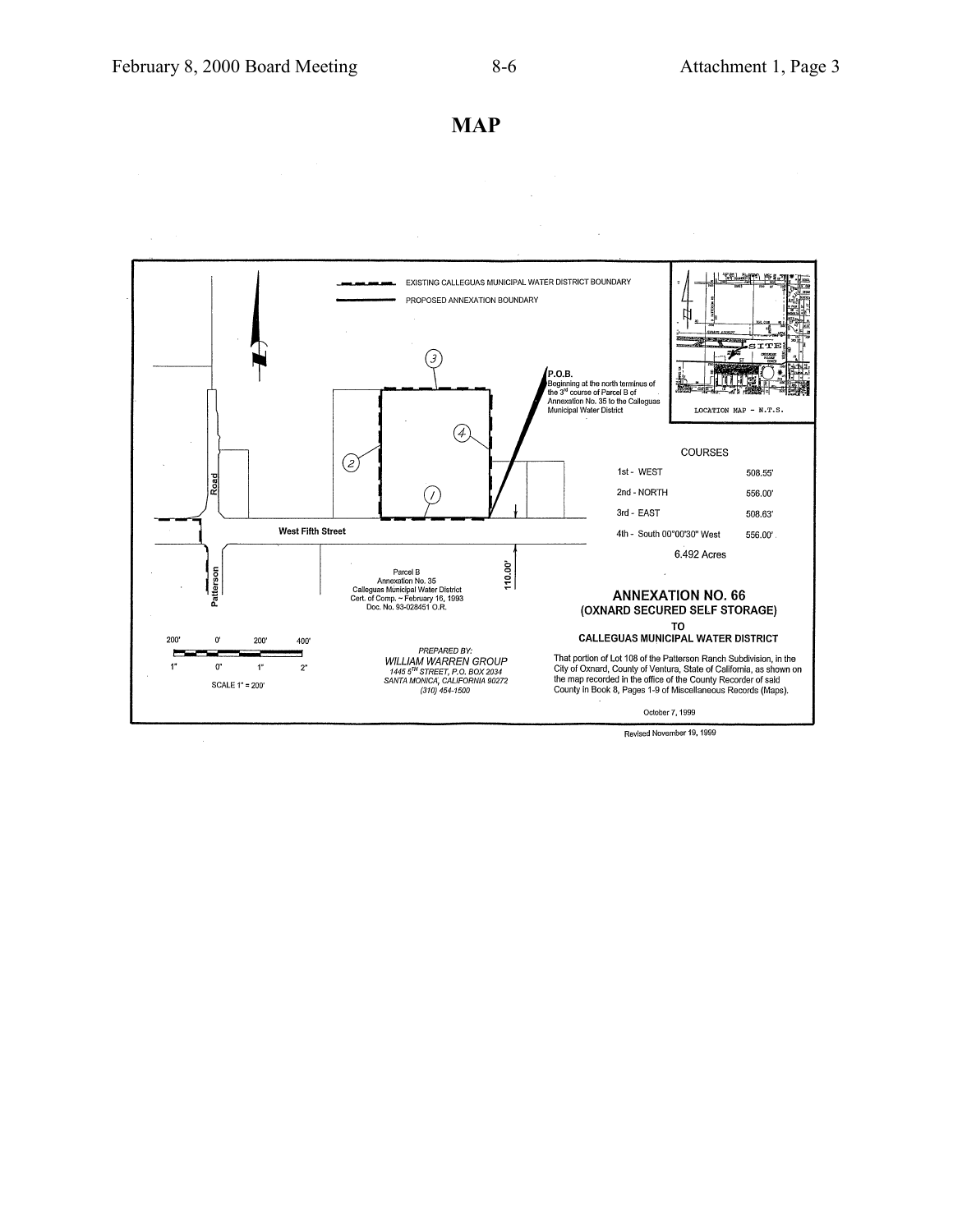# MAP

EXISTING CALLEGUAS MUNICIPAL WATER DISTRICT BOUNDARY

PROPOSED ANNEXATION BOUNDARY

P.O.B.
Beginning at the north terminus of the 3rd course of Parcel B of Annexation No. 35 to the Calleguas Municipal Water District

LOCATION MAP - N.T.S.

SITE

Patterson Road

West Fifth Street

Parcel B
Annexation No. 35
Calleguas Municipal Water District
Cert. of Comp. – February 16, 1993
Doc. No. 93-028451 O.R.

110.00'

COURSES

| Course | Length |
|---|---|
| 1st - WEST | 508.55' |
| 2nd - NORTH | 556.00' |
| 3rd - EAST | 508.63' |
| 4th - South 00°00'30" West | 556.00' |

6.492 Acres

200' 0' 200' 400'

1" 0" 1" 2"

SCALE 1" = 200'

*PREPARED BY:*
*WILLIAM WARREN GROUP*
*1445 5TH STREET, P.O. BOX 2034*
*SANTA MONICA, CALIFORNIA 90272*
*(310) 454-1500*

**ANNEXATION NO. 66**
**(OXNARD SECURED SELF STORAGE)**
**TO**
**CALLEGUAS MUNICIPAL WATER DISTRICT**

That portion of Lot 108 of the Patterson Ranch Subdivision, in the City of Oxnard, County of Ventura, State of California, as shown on the map recorded in the office of the County Recorder of said County in Book 8, Pages 1-9 of Miscellaneous Records (Maps).

October 7, 1999

Revised November 19, 1999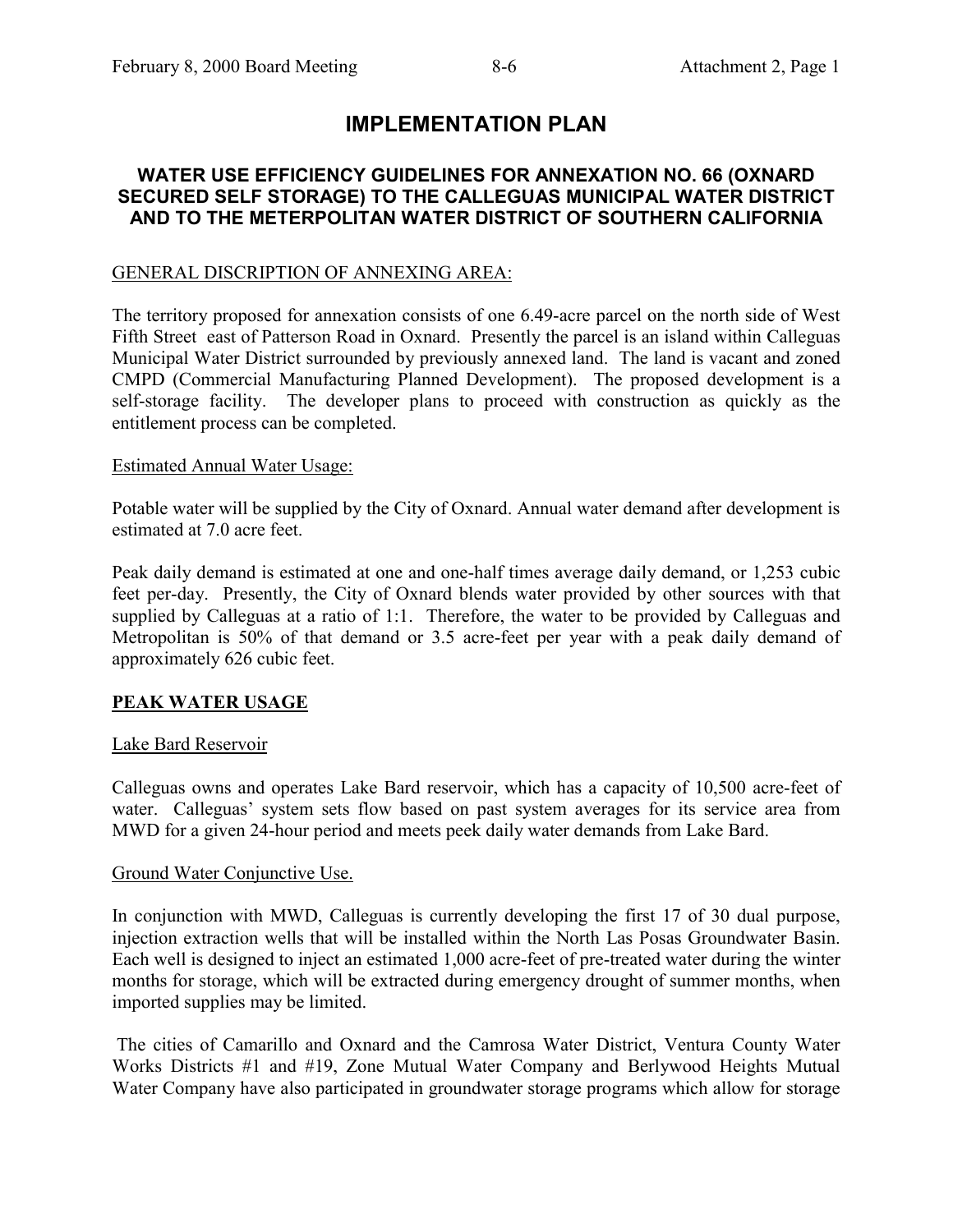# IMPLEMENTATION PLAN

## WATER USE EFFICIENCY GUIDELINES FOR ANNEXATION NO. 66 (OXNARD SECURED SELF STORAGE) TO THE CALLEGUAS MUNICIPAL WATER DISTRICT AND TO THE METERPOLITAN WATER DISTRICT OF SOUTHERN CALIFORNIA

GENERAL DISCRIPTION OF ANNEXING AREA:

The territory proposed for annexation consists of one 6.49-acre parcel on the north side of West Fifth Street east of Patterson Road in Oxnard. Presently the parcel is an island within Calleguas Municipal Water District surrounded by previously annexed land. The land is vacant and zoned CMPD (Commercial Manufacturing Planned Development). The proposed development is a self-storage facility. The developer plans to proceed with construction as quickly as the entitlement process can be completed.

Estimated Annual Water Usage:

Potable water will be supplied by the City of Oxnard. Annual water demand after development is estimated at 7.0 acre feet.

Peak daily demand is estimated at one and one-half times average daily demand, or 1,253 cubic feet per-day. Presently, the City of Oxnard blends water provided by other sources with that supplied by Calleguas at a ratio of 1:1. Therefore, the water to be provided by Calleguas and Metropolitan is 50% of that demand or 3.5 acre-feet per year with a peak daily demand of approximately 626 cubic feet.

**PEAK WATER USAGE**

Lake Bard Reservoir

Calleguas owns and operates Lake Bard reservoir, which has a capacity of 10,500 acre-feet of water. Calleguas' system sets flow based on past system averages for its service area from MWD for a given 24-hour period and meets peek daily water demands from Lake Bard.

Ground Water Conjunctive Use.

In conjunction with MWD, Calleguas is currently developing the first 17 of 30 dual purpose, injection extraction wells that will be installed within the North Las Posas Groundwater Basin. Each well is designed to inject an estimated 1,000 acre-feet of pre-treated water during the winter months for storage, which will be extracted during emergency drought of summer months, when imported supplies may be limited.

The cities of Camarillo and Oxnard and the Camrosa Water District, Ventura County Water Works Districts #1 and #19, Zone Mutual Water Company and Berlywood Heights Mutual Water Company have also participated in groundwater storage programs which allow for storage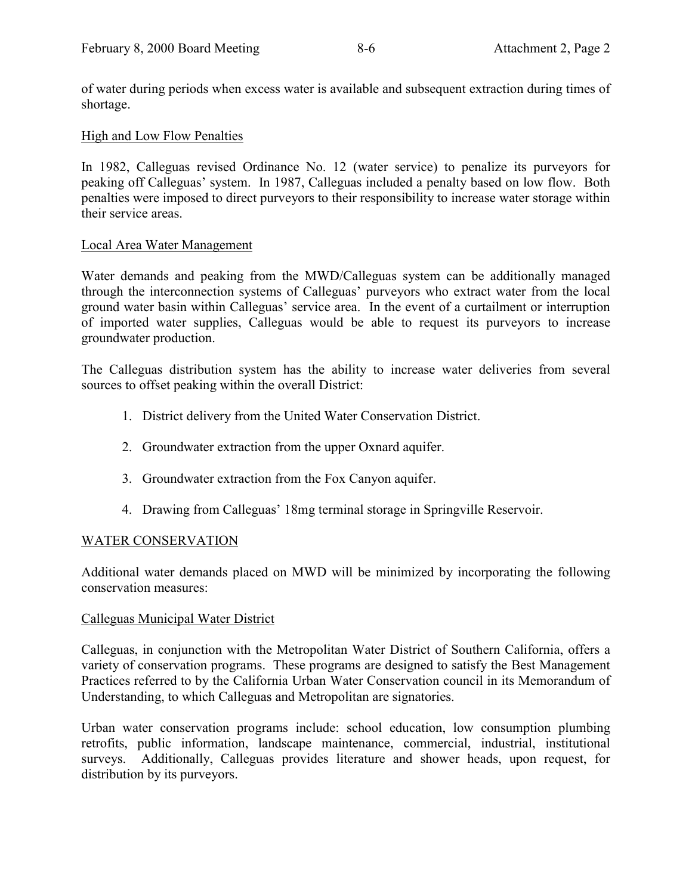of water during periods when excess water is available and subsequent extraction during times of shortage.

High and Low Flow Penalties

In 1982, Calleguas revised Ordinance No. 12 (water service) to penalize its purveyors for peaking off Calleguas' system. In 1987, Calleguas included a penalty based on low flow. Both penalties were imposed to direct purveyors to their responsibility to increase water storage within their service areas.

Local Area Water Management

Water demands and peaking from the MWD/Calleguas system can be additionally managed through the interconnection systems of Calleguas' purveyors who extract water from the local ground water basin within Calleguas' service area. In the event of a curtailment or interruption of imported water supplies, Calleguas would be able to request its purveyors to increase groundwater production.

The Calleguas distribution system has the ability to increase water deliveries from several sources to offset peaking within the overall District:

1. District delivery from the United Water Conservation District.
2. Groundwater extraction from the upper Oxnard aquifer.
3. Groundwater extraction from the Fox Canyon aquifer.
4. Drawing from Calleguas' 18mg terminal storage in Springville Reservoir.

## WATER CONSERVATION

Additional water demands placed on MWD will be minimized by incorporating the following conservation measures:

Calleguas Municipal Water District

Calleguas, in conjunction with the Metropolitan Water District of Southern California, offers a variety of conservation programs. These programs are designed to satisfy the Best Management Practices referred to by the California Urban Water Conservation council in its Memorandum of Understanding, to which Calleguas and Metropolitan are signatories.

Urban water conservation programs include: school education, low consumption plumbing retrofits, public information, landscape maintenance, commercial, industrial, institutional surveys. Additionally, Calleguas provides literature and shower heads, upon request, for distribution by its purveyors.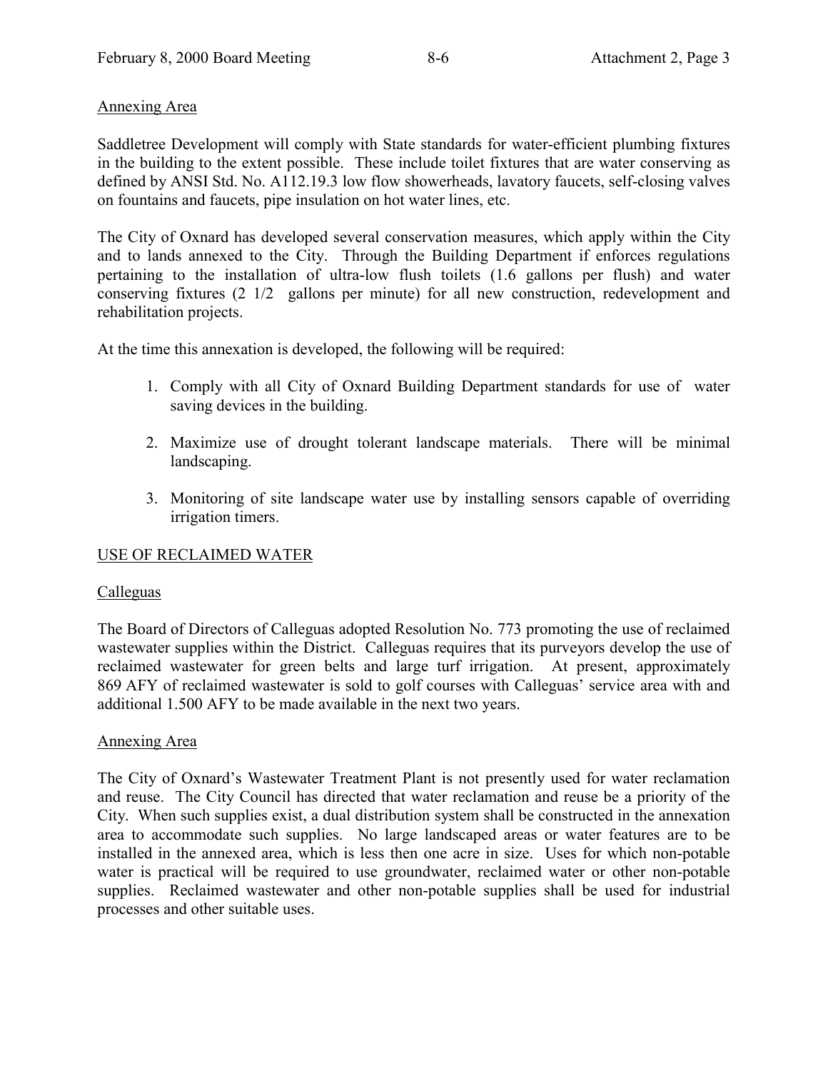Annexing Area

Saddletree Development will comply with State standards for water-efficient plumbing fixtures in the building to the extent possible. These include toilet fixtures that are water conserving as defined by ANSI Std. No. A112.19.3 low flow showerheads, lavatory faucets, self-closing valves on fountains and faucets, pipe insulation on hot water lines, etc.

The City of Oxnard has developed several conservation measures, which apply within the City and to lands annexed to the City. Through the Building Department if enforces regulations pertaining to the installation of ultra-low flush toilets (1.6 gallons per flush) and water conserving fixtures (2 1/2 gallons per minute) for all new construction, redevelopment and rehabilitation projects.

At the time this annexation is developed, the following will be required:

1. Comply with all City of Oxnard Building Department standards for use of water saving devices in the building.
2. Maximize use of drought tolerant landscape materials. There will be minimal landscaping.
3. Monitoring of site landscape water use by installing sensors capable of overriding irrigation timers.

USE OF RECLAIMED WATER

Calleguas

The Board of Directors of Calleguas adopted Resolution No. 773 promoting the use of reclaimed wastewater supplies within the District. Calleguas requires that its purveyors develop the use of reclaimed wastewater for green belts and large turf irrigation. At present, approximately 869 AFY of reclaimed wastewater is sold to golf courses with Calleguas' service area with and additional 1.500 AFY to be made available in the next two years.

Annexing Area

The City of Oxnard's Wastewater Treatment Plant is not presently used for water reclamation and reuse. The City Council has directed that water reclamation and reuse be a priority of the City. When such supplies exist, a dual distribution system shall be constructed in the annexation area to accommodate such supplies. No large landscaped areas or water features are to be installed in the annexed area, which is less then one acre in size. Uses for which non-potable water is practical will be required to use groundwater, reclaimed water or other non-potable supplies. Reclaimed wastewater and other non-potable supplies shall be used for industrial processes and other suitable uses.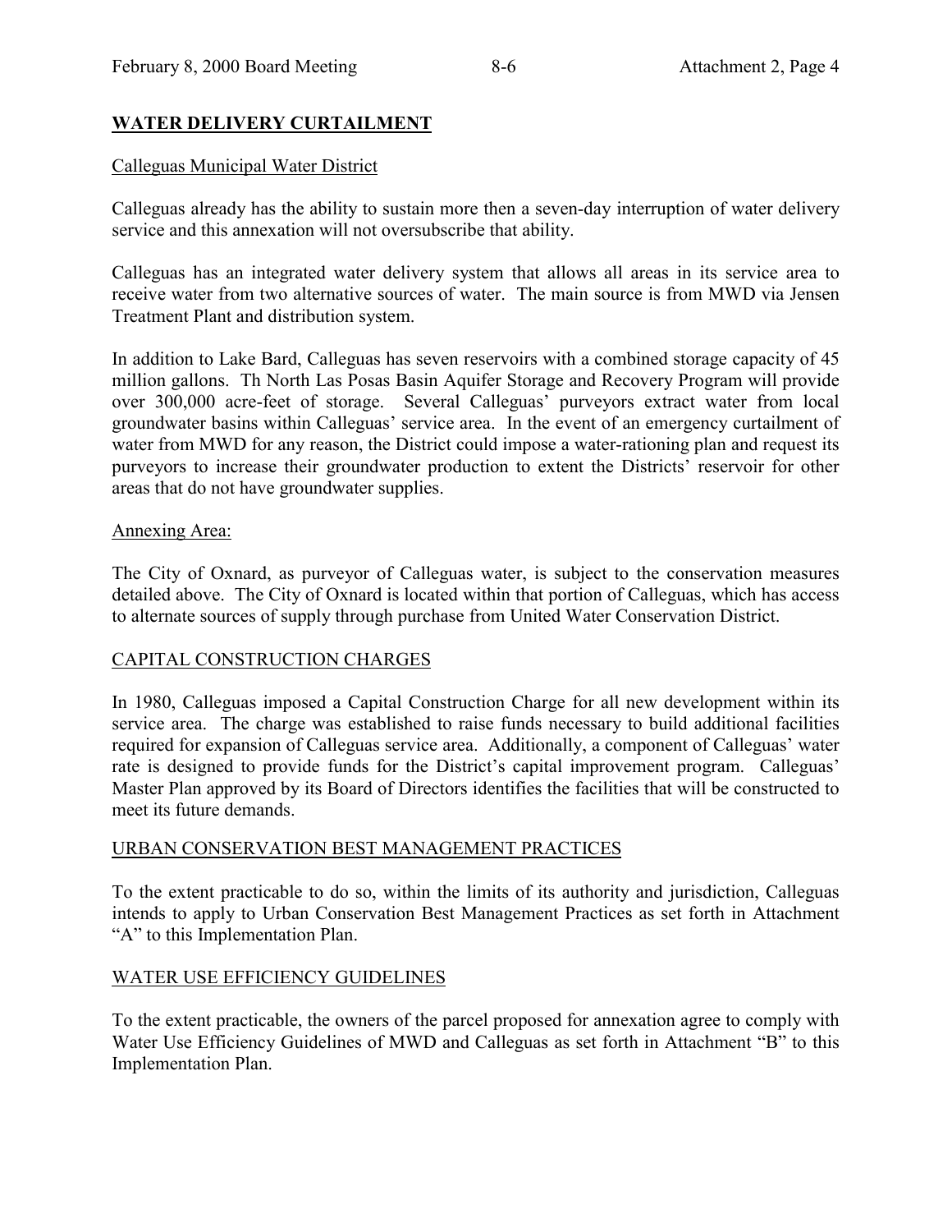## WATER DELIVERY CURTAILMENT

Calleguas Municipal Water District

Calleguas already has the ability to sustain more then a seven-day interruption of water delivery service and this annexation will not oversubscribe that ability.

Calleguas has an integrated water delivery system that allows all areas in its service area to receive water from two alternative sources of water. The main source is from MWD via Jensen Treatment Plant and distribution system.

In addition to Lake Bard, Calleguas has seven reservoirs with a combined storage capacity of 45 million gallons. Th North Las Posas Basin Aquifer Storage and Recovery Program will provide over 300,000 acre-feet of storage. Several Calleguas' purveyors extract water from local groundwater basins within Calleguas' service area. In the event of an emergency curtailment of water from MWD for any reason, the District could impose a water-rationing plan and request its purveyors to increase their groundwater production to extent the Districts' reservoir for other areas that do not have groundwater supplies.

Annexing Area:

The City of Oxnard, as purveyor of Calleguas water, is subject to the conservation measures detailed above. The City of Oxnard is located within that portion of Calleguas, which has access to alternate sources of supply through purchase from United Water Conservation District.

## CAPITAL CONSTRUCTION CHARGES

In 1980, Calleguas imposed a Capital Construction Charge for all new development within its service area. The charge was established to raise funds necessary to build additional facilities required for expansion of Calleguas service area. Additionally, a component of Calleguas' water rate is designed to provide funds for the District's capital improvement program. Calleguas' Master Plan approved by its Board of Directors identifies the facilities that will be constructed to meet its future demands.

## URBAN CONSERVATION BEST MANAGEMENT PRACTICES

To the extent practicable to do so, within the limits of its authority and jurisdiction, Calleguas intends to apply to Urban Conservation Best Management Practices as set forth in Attachment "A" to this Implementation Plan.

## WATER USE EFFICIENCY GUIDELINES

To the extent practicable, the owners of the parcel proposed for annexation agree to comply with Water Use Efficiency Guidelines of MWD and Calleguas as set forth in Attachment "B" to this Implementation Plan.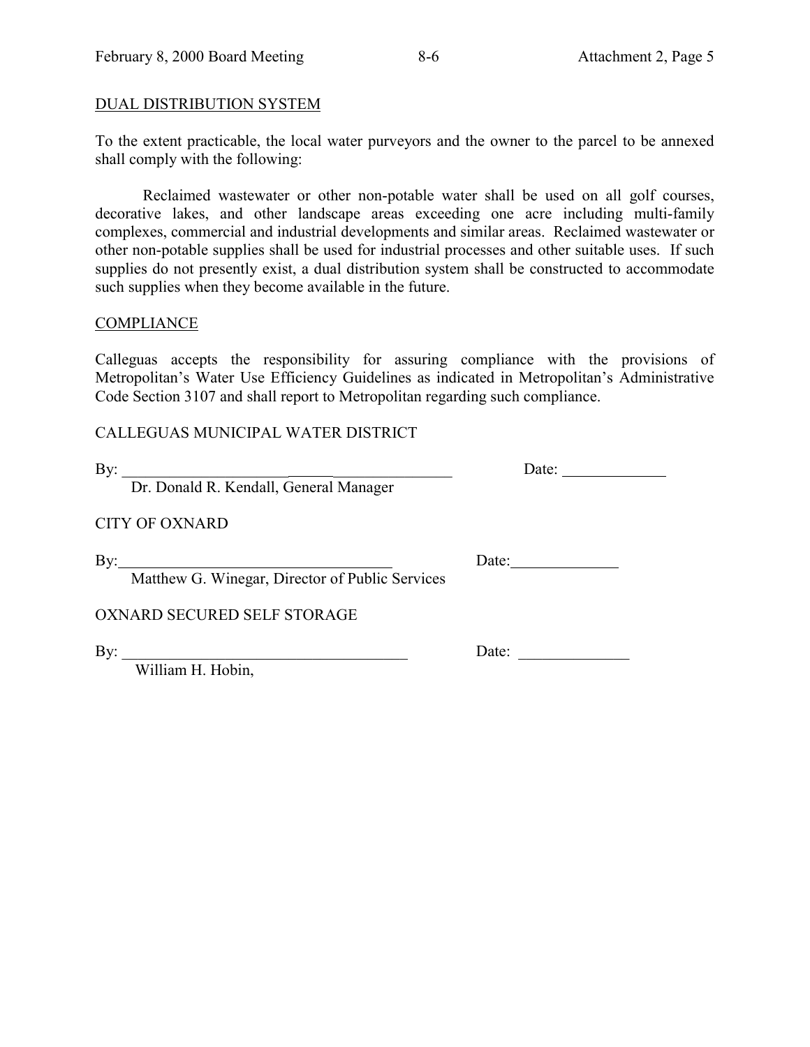DUAL DISTRIBUTION SYSTEM

To the extent practicable, the local water purveyors and the owner to the parcel to be annexed shall comply with the following:

Reclaimed wastewater or other non-potable water shall be used on all golf courses, decorative lakes, and other landscape areas exceeding one acre including multi-family complexes, commercial and industrial developments and similar areas. Reclaimed wastewater or other non-potable supplies shall be used for industrial processes and other suitable uses. If such supplies do not presently exist, a dual distribution system shall be constructed to accommodate such supplies when they become available in the future.

COMPLIANCE

Calleguas accepts the responsibility for assuring compliance with the provisions of Metropolitan's Water Use Efficiency Guidelines as indicated in Metropolitan's Administrative Code Section 3107 and shall report to Metropolitan regarding such compliance.

CALLEGUAS MUNICIPAL WATER DISTRICT

By: ____________________________________ Date: _____________

Dr. Donald R. Kendall, General Manager

CITY OF OXNARD

By: ____________________________________ Date: _____________

Matthew G. Winegar, Director of Public Services

OXNARD SECURED SELF STORAGE

By: ____________________________________ Date: _____________

William H. Hobin,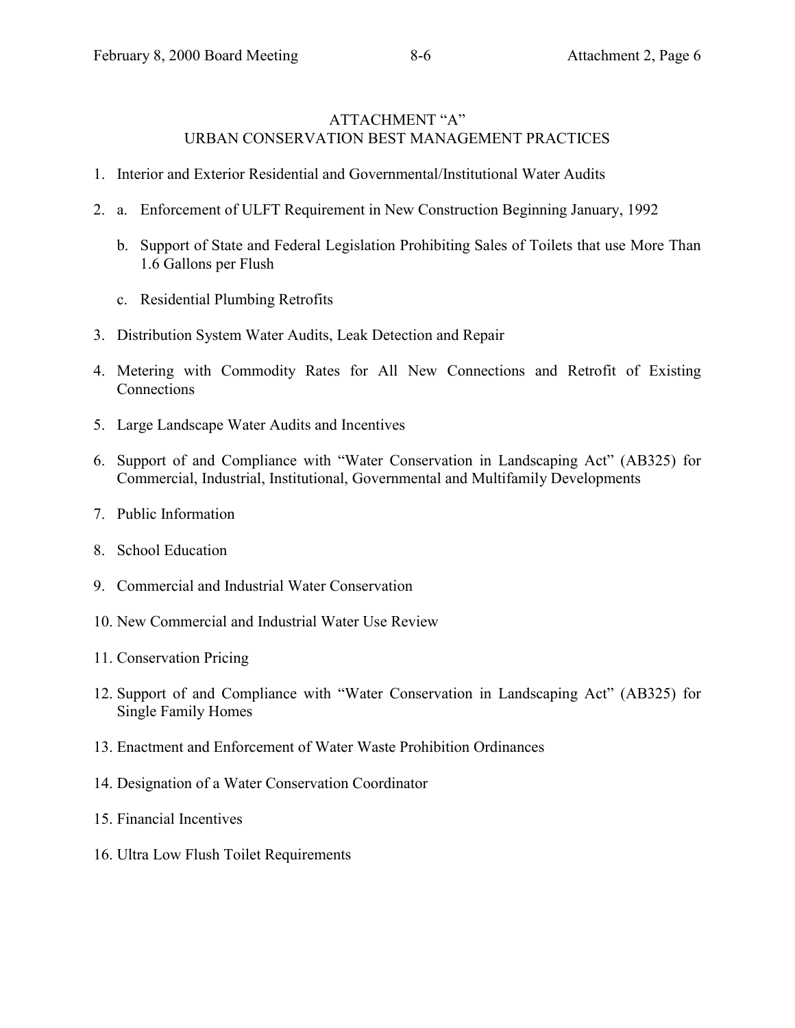# ATTACHMENT "A"
## URBAN CONSERVATION BEST MANAGEMENT PRACTICES

1. Interior and Exterior Residential and Governmental/Institutional Water Audits
2. a. Enforcement of ULFT Requirement in New Construction Beginning January, 1992

   b. Support of State and Federal Legislation Prohibiting Sales of Toilets that use More Than 1.6 Gallons per Flush

   c. Residential Plumbing Retrofits
3. Distribution System Water Audits, Leak Detection and Repair
4. Metering with Commodity Rates for All New Connections and Retrofit of Existing Connections
5. Large Landscape Water Audits and Incentives
6. Support of and Compliance with "Water Conservation in Landscaping Act" (AB325) for Commercial, Industrial, Institutional, Governmental and Multifamily Developments
7. Public Information
8. School Education
9. Commercial and Industrial Water Conservation
10. New Commercial and Industrial Water Use Review
11. Conservation Pricing
12. Support of and Compliance with "Water Conservation in Landscaping Act" (AB325) for Single Family Homes
13. Enactment and Enforcement of Water Waste Prohibition Ordinances
14. Designation of a Water Conservation Coordinator
15. Financial Incentives
16. Ultra Low Flush Toilet Requirements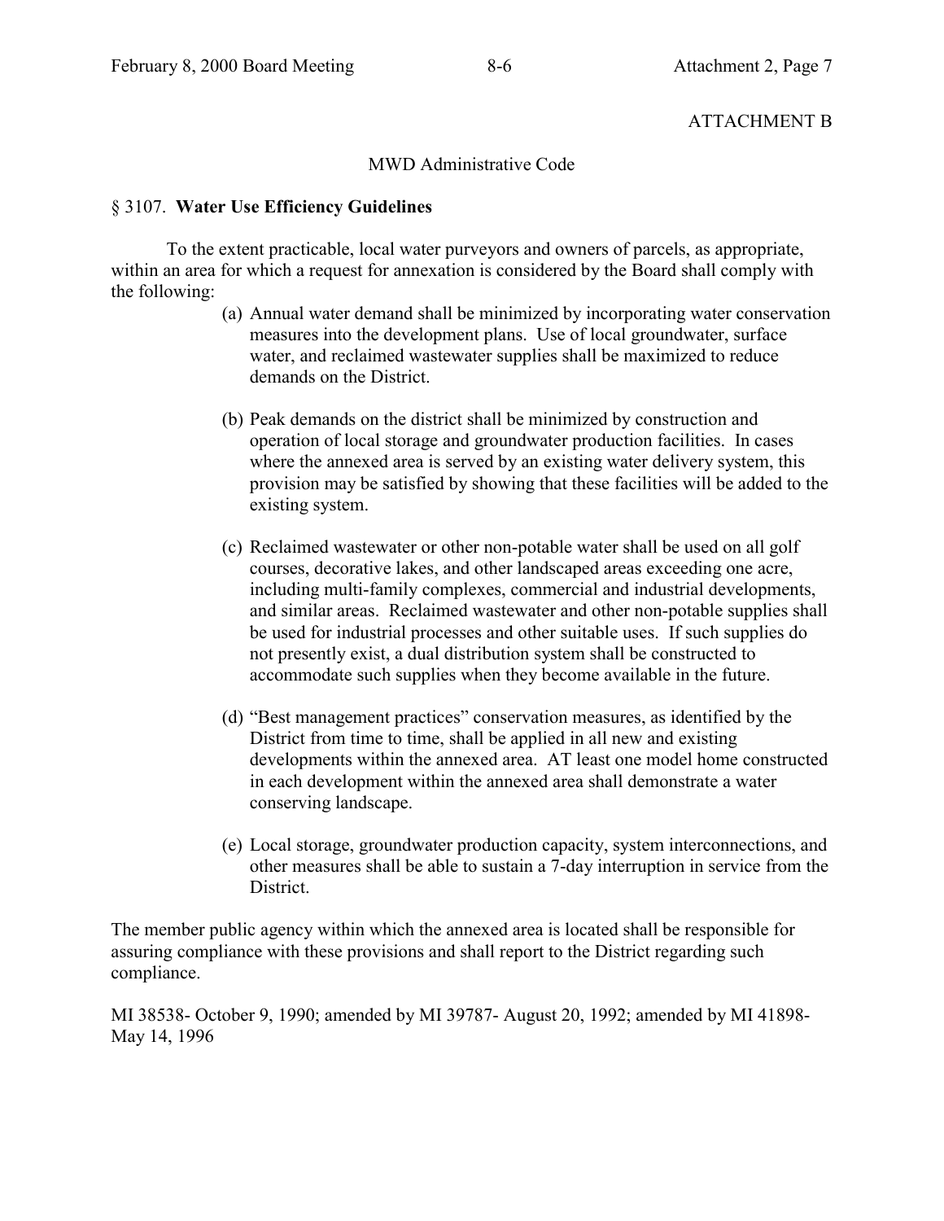ATTACHMENT B

MWD Administrative Code

## § 3107. **Water Use Efficiency Guidelines**

To the extent practicable, local water purveyors and owners of parcels, as appropriate, within an area for which a request for annexation is considered by the Board shall comply with the following:

(a) Annual water demand shall be minimized by incorporating water conservation measures into the development plans. Use of local groundwater, surface water, and reclaimed wastewater supplies shall be maximized to reduce demands on the District.

(b) Peak demands on the district shall be minimized by construction and operation of local storage and groundwater production facilities. In cases where the annexed area is served by an existing water delivery system, this provision may be satisfied by showing that these facilities will be added to the existing system.

(c) Reclaimed wastewater or other non-potable water shall be used on all golf courses, decorative lakes, and other landscaped areas exceeding one acre, including multi-family complexes, commercial and industrial developments, and similar areas. Reclaimed wastewater and other non-potable supplies shall be used for industrial processes and other suitable uses. If such supplies do not presently exist, a dual distribution system shall be constructed to accommodate such supplies when they become available in the future.

(d) "Best management practices" conservation measures, as identified by the District from time to time, shall be applied in all new and existing developments within the annexed area. AT least one model home constructed in each development within the annexed area shall demonstrate a water conserving landscape.

(e) Local storage, groundwater production capacity, system interconnections, and other measures shall be able to sustain a 7-day interruption in service from the District.

The member public agency within which the annexed area is located shall be responsible for assuring compliance with these provisions and shall report to the District regarding such compliance.

MI 38538- October 9, 1990; amended by MI 39787- August 20, 1992; amended by MI 41898- May 14, 1996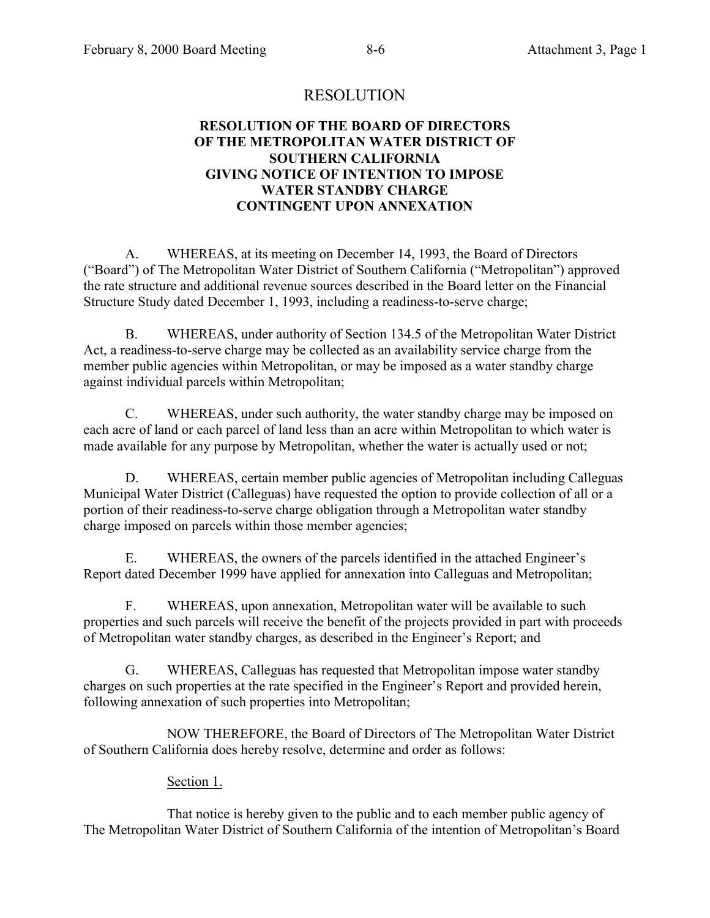# RESOLUTION

## RESOLUTION OF THE BOARD OF DIRECTORS OF THE METROPOLITAN WATER DISTRICT OF SOUTHERN CALIFORNIA GIVING NOTICE OF INTENTION TO IMPOSE WATER STANDBY CHARGE CONTINGENT UPON ANNEXATION

A. WHEREAS, at its meeting on December 14, 1993, the Board of Directors ("Board") of The Metropolitan Water District of Southern California ("Metropolitan") approved the rate structure and additional revenue sources described in the Board letter on the Financial Structure Study dated December 1, 1993, including a readiness-to-serve charge;

B. WHEREAS, under authority of Section 134.5 of the Metropolitan Water District Act, a readiness-to-serve charge may be collected as an availability service charge from the member public agencies within Metropolitan, or may be imposed as a water standby charge against individual parcels within Metropolitan;

C. WHEREAS, under such authority, the water standby charge may be imposed on each acre of land or each parcel of land less than an acre within Metropolitan to which water is made available for any purpose by Metropolitan, whether the water is actually used or not;

D. WHEREAS, certain member public agencies of Metropolitan including Calleguas Municipal Water District (Calleguas) have requested the option to provide collection of all or a portion of their readiness-to-serve charge obligation through a Metropolitan water standby charge imposed on parcels within those member agencies;

E. WHEREAS, the owners of the parcels identified in the attached Engineer's Report dated December 1999 have applied for annexation into Calleguas and Metropolitan;

F. WHEREAS, upon annexation, Metropolitan water will be available to such properties and such parcels will receive the benefit of the projects provided in part with proceeds of Metropolitan water standby charges, as described in the Engineer's Report; and

G. WHEREAS, Calleguas has requested that Metropolitan impose water standby charges on such properties at the rate specified in the Engineer's Report and provided herein, following annexation of such properties into Metropolitan;

NOW THEREFORE, the Board of Directors of The Metropolitan Water District of Southern California does hereby resolve, determine and order as follows:

Section 1.

That notice is hereby given to the public and to each member public agency of The Metropolitan Water District of Southern California of the intention of Metropolitan's Board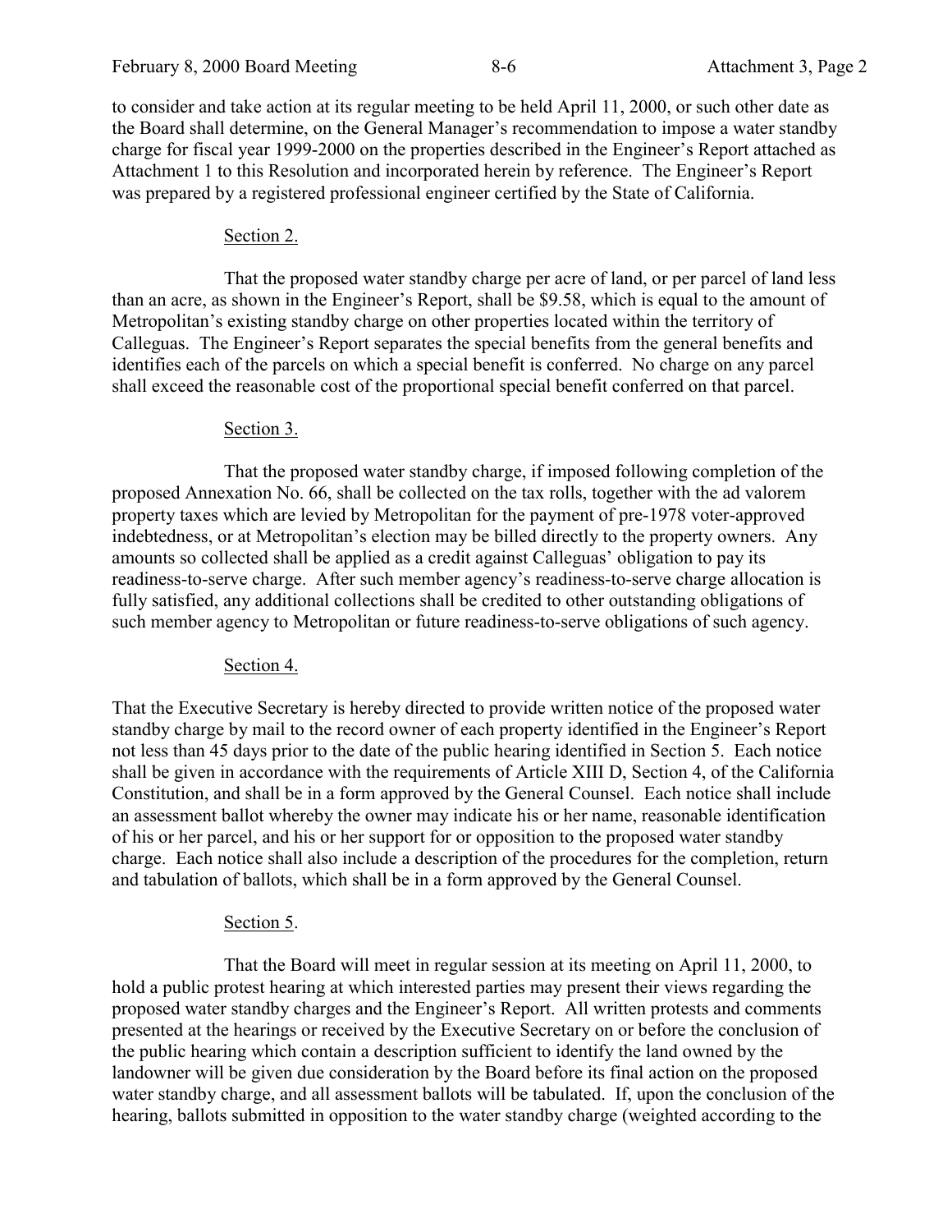to consider and take action at its regular meeting to be held April 11, 2000, or such other date as the Board shall determine, on the General Manager's recommendation to impose a water standby charge for fiscal year 1999-2000 on the properties described in the Engineer's Report attached as Attachment 1 to this Resolution and incorporated herein by reference. The Engineer's Report was prepared by a registered professional engineer certified by the State of California.

Section 2.

That the proposed water standby charge per acre of land, or per parcel of land less than an acre, as shown in the Engineer's Report, shall be $9.58, which is equal to the amount of Metropolitan's existing standby charge on other properties located within the territory of Calleguas. The Engineer's Report separates the special benefits from the general benefits and identifies each of the parcels on which a special benefit is conferred. No charge on any parcel shall exceed the reasonable cost of the proportional special benefit conferred on that parcel.

Section 3.

That the proposed water standby charge, if imposed following completion of the proposed Annexation No. 66, shall be collected on the tax rolls, together with the ad valorem property taxes which are levied by Metropolitan for the payment of pre-1978 voter-approved indebtedness, or at Metropolitan's election may be billed directly to the property owners. Any amounts so collected shall be applied as a credit against Calleguas' obligation to pay its readiness-to-serve charge. After such member agency's readiness-to-serve charge allocation is fully satisfied, any additional collections shall be credited to other outstanding obligations of such member agency to Metropolitan or future readiness-to-serve obligations of such agency.

Section 4.

That the Executive Secretary is hereby directed to provide written notice of the proposed water standby charge by mail to the record owner of each property identified in the Engineer's Report not less than 45 days prior to the date of the public hearing identified in Section 5. Each notice shall be given in accordance with the requirements of Article XIII D, Section 4, of the California Constitution, and shall be in a form approved by the General Counsel. Each notice shall include an assessment ballot whereby the owner may indicate his or her name, reasonable identification of his or her parcel, and his or her support for or opposition to the proposed water standby charge. Each notice shall also include a description of the procedures for the completion, return and tabulation of ballots, which shall be in a form approved by the General Counsel.

Section 5.

That the Board will meet in regular session at its meeting on April 11, 2000, to hold a public protest hearing at which interested parties may present their views regarding the proposed water standby charges and the Engineer's Report. All written protests and comments presented at the hearings or received by the Executive Secretary on or before the conclusion of the public hearing which contain a description sufficient to identify the land owned by the landowner will be given due consideration by the Board before its final action on the proposed water standby charge, and all assessment ballots will be tabulated. If, upon the conclusion of the hearing, ballots submitted in opposition to the water standby charge (weighted according to the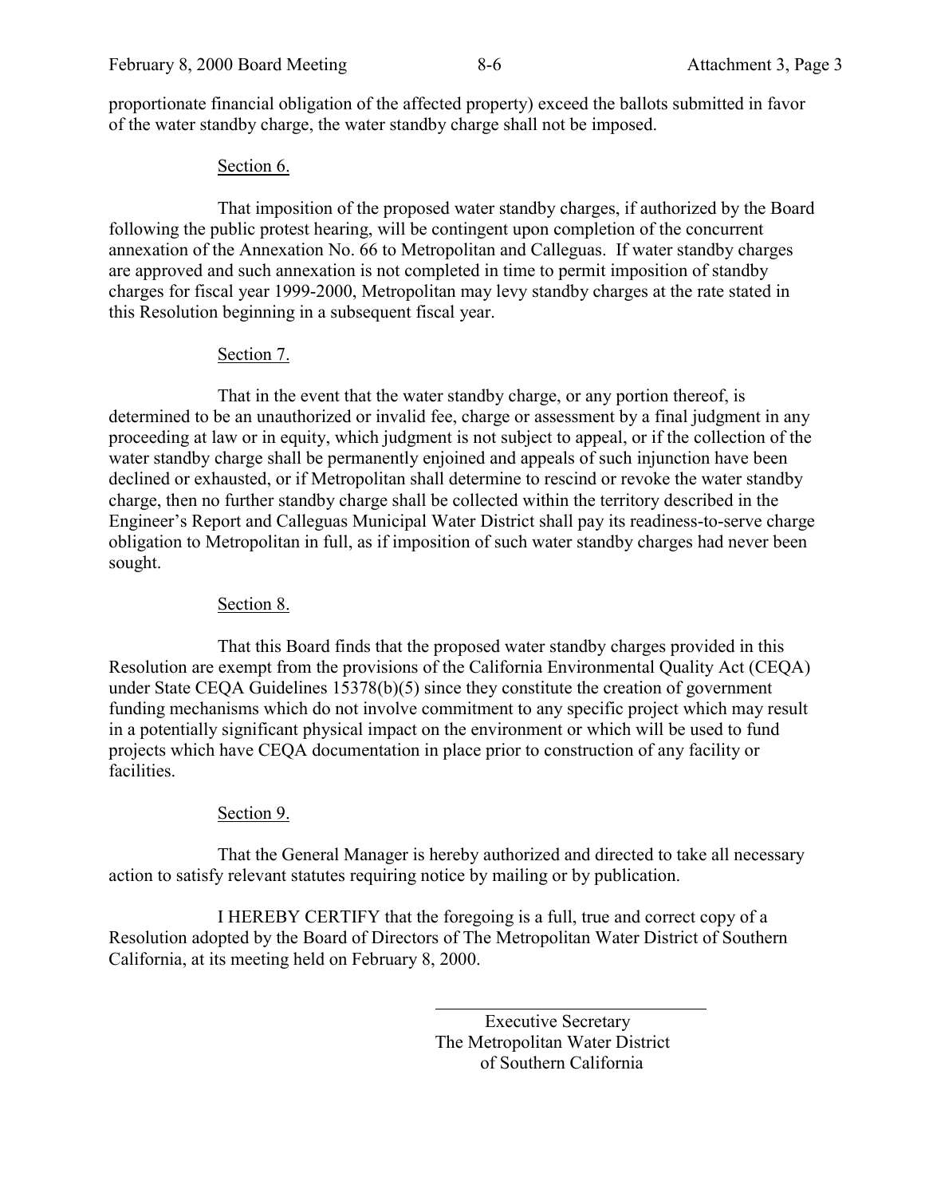proportionate financial obligation of the affected property) exceed the ballots submitted in favor of the water standby charge, the water standby charge shall not be imposed.

Section 6.

That imposition of the proposed water standby charges, if authorized by the Board following the public protest hearing, will be contingent upon completion of the concurrent annexation of the Annexation No. 66 to Metropolitan and Calleguas. If water standby charges are approved and such annexation is not completed in time to permit imposition of standby charges for fiscal year 1999-2000, Metropolitan may levy standby charges at the rate stated in this Resolution beginning in a subsequent fiscal year.

Section 7.

That in the event that the water standby charge, or any portion thereof, is determined to be an unauthorized or invalid fee, charge or assessment by a final judgment in any proceeding at law or in equity, which judgment is not subject to appeal, or if the collection of the water standby charge shall be permanently enjoined and appeals of such injunction have been declined or exhausted, or if Metropolitan shall determine to rescind or revoke the water standby charge, then no further standby charge shall be collected within the territory described in the Engineer's Report and Calleguas Municipal Water District shall pay its readiness-to-serve charge obligation to Metropolitan in full, as if imposition of such water standby charges had never been sought.

Section 8.

That this Board finds that the proposed water standby charges provided in this Resolution are exempt from the provisions of the California Environmental Quality Act (CEQA) under State CEQA Guidelines 15378(b)(5) since they constitute the creation of government funding mechanisms which do not involve commitment to any specific project which may result in a potentially significant physical impact on the environment or which will be used to fund projects which have CEQA documentation in place prior to construction of any facility or facilities.

Section 9.

That the General Manager is hereby authorized and directed to take all necessary action to satisfy relevant statutes requiring notice by mailing or by publication.

I HEREBY CERTIFY that the foregoing is a full, true and correct copy of a Resolution adopted by the Board of Directors of The Metropolitan Water District of Southern California, at its meeting held on February 8, 2000.

\_\_\_\_\_\_\_\_\_\_\_\_\_\_\_\_\_\_\_\_\_\_\_\_\_\_\_\_\_\_\_\_

Executive Secretary
The Metropolitan Water District
of Southern California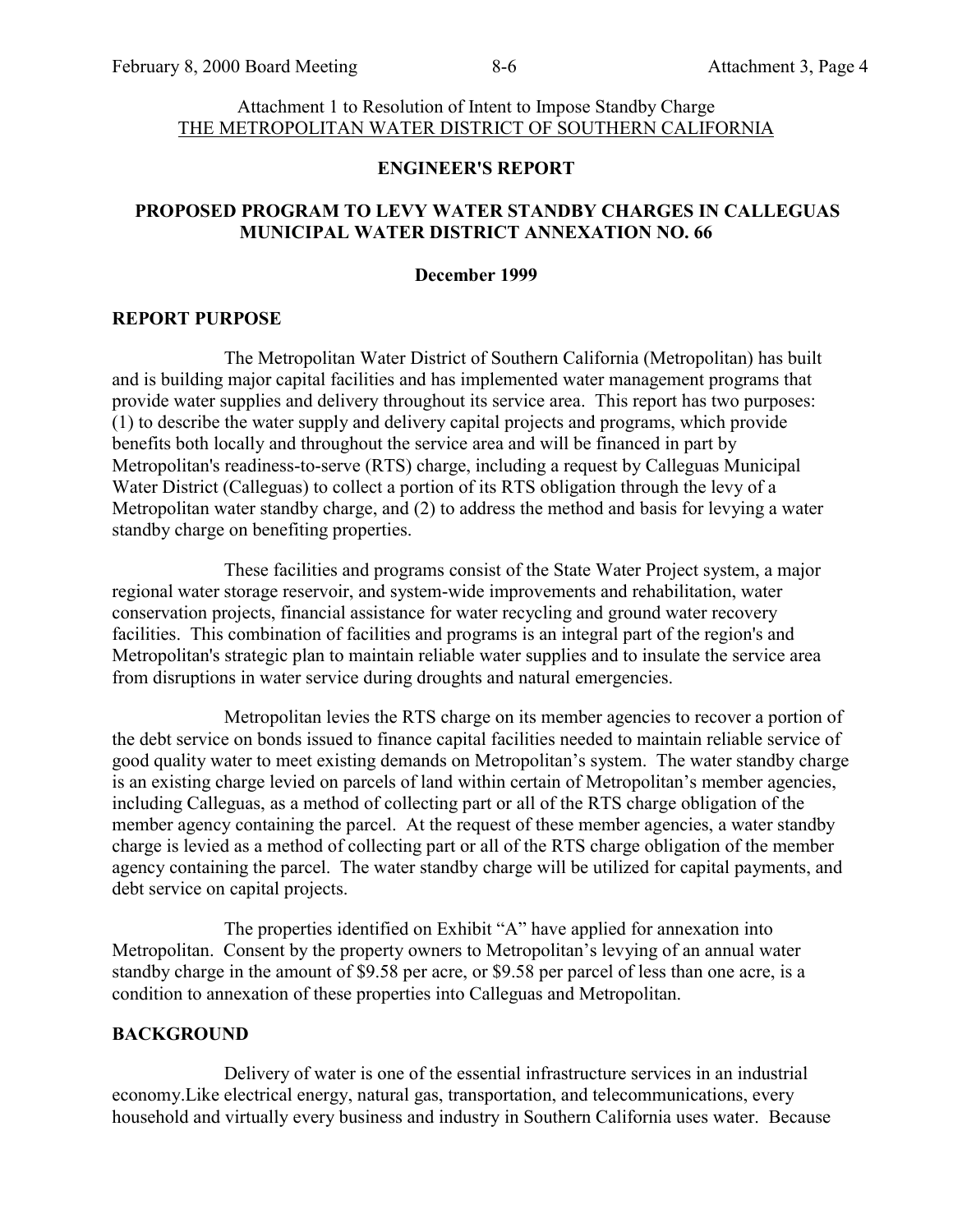Attachment 1 to Resolution of Intent to Impose Standby Charge
THE METROPOLITAN WATER DISTRICT OF SOUTHERN CALIFORNIA

## ENGINEER'S REPORT

## PROPOSED PROGRAM TO LEVY WATER STANDBY CHARGES IN CALLEGUAS MUNICIPAL WATER DISTRICT ANNEXATION NO. 66

**December 1999**

### REPORT PURPOSE

The Metropolitan Water District of Southern California (Metropolitan) has built and is building major capital facilities and has implemented water management programs that provide water supplies and delivery throughout its service area. This report has two purposes: (1) to describe the water supply and delivery capital projects and programs, which provide benefits both locally and throughout the service area and will be financed in part by Metropolitan's readiness-to-serve (RTS) charge, including a request by Calleguas Municipal Water District (Calleguas) to collect a portion of its RTS obligation through the levy of a Metropolitan water standby charge, and (2) to address the method and basis for levying a water standby charge on benefiting properties.

These facilities and programs consist of the State Water Project system, a major regional water storage reservoir, and system-wide improvements and rehabilitation, water conservation projects, financial assistance for water recycling and ground water recovery facilities. This combination of facilities and programs is an integral part of the region's and Metropolitan's strategic plan to maintain reliable water supplies and to insulate the service area from disruptions in water service during droughts and natural emergencies.

Metropolitan levies the RTS charge on its member agencies to recover a portion of the debt service on bonds issued to finance capital facilities needed to maintain reliable service of good quality water to meet existing demands on Metropolitan's system. The water standby charge is an existing charge levied on parcels of land within certain of Metropolitan's member agencies, including Calleguas, as a method of collecting part or all of the RTS charge obligation of the member agency containing the parcel. At the request of these member agencies, a water standby charge is levied as a method of collecting part or all of the RTS charge obligation of the member agency containing the parcel. The water standby charge will be utilized for capital payments, and debt service on capital projects.

The properties identified on Exhibit "A" have applied for annexation into Metropolitan. Consent by the property owners to Metropolitan's levying of an annual water standby charge in the amount of $9.58 per acre, or $9.58 per parcel of less than one acre, is a condition to annexation of these properties into Calleguas and Metropolitan.

### BACKGROUND

Delivery of water is one of the essential infrastructure services in an industrial economy.Like electrical energy, natural gas, transportation, and telecommunications, every household and virtually every business and industry in Southern California uses water. Because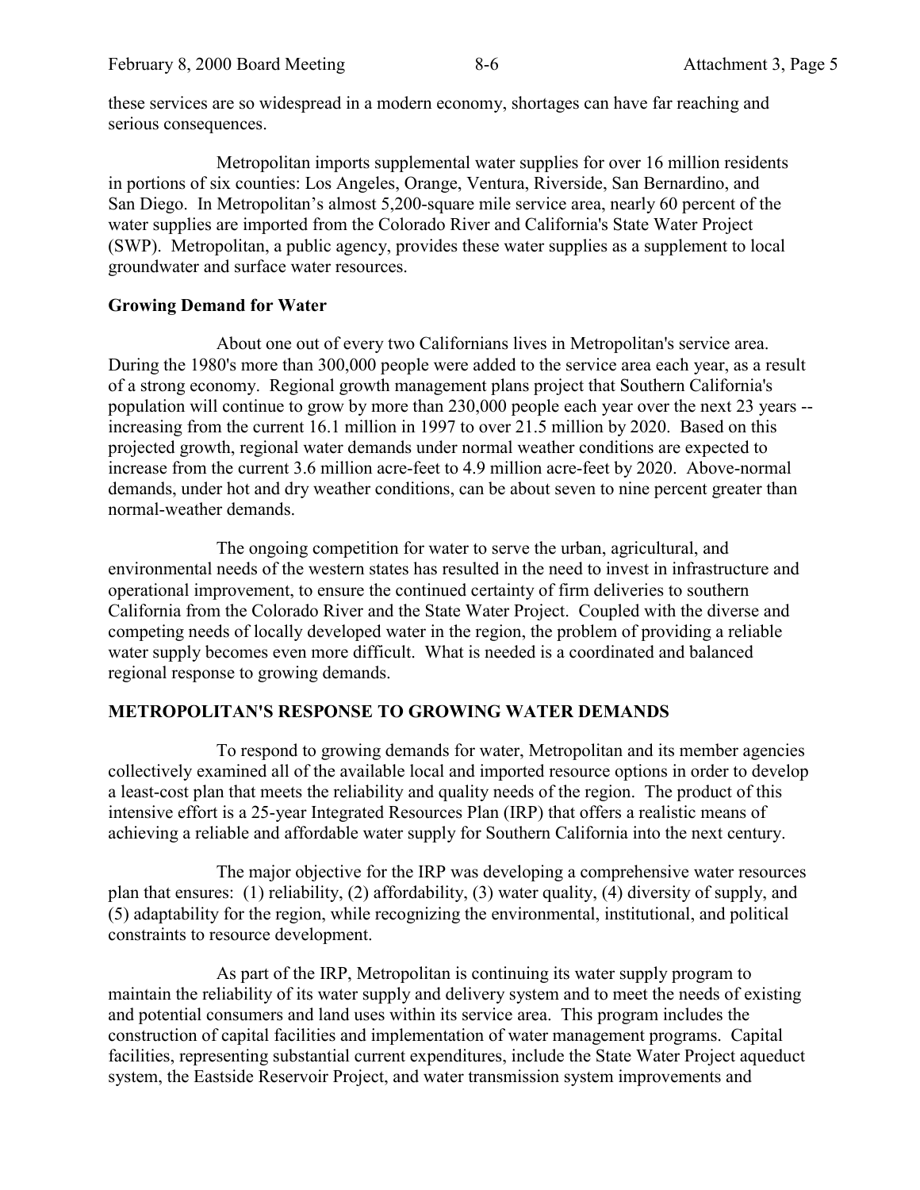these services are so widespread in a modern economy, shortages can have far reaching and serious consequences.

Metropolitan imports supplemental water supplies for over 16 million residents in portions of six counties: Los Angeles, Orange, Ventura, Riverside, San Bernardino, and San Diego. In Metropolitan's almost 5,200-square mile service area, nearly 60 percent of the water supplies are imported from the Colorado River and California's State Water Project (SWP). Metropolitan, a public agency, provides these water supplies as a supplement to local groundwater and surface water resources.

**Growing Demand for Water**

About one out of every two Californians lives in Metropolitan's service area. During the 1980's more than 300,000 people were added to the service area each year, as a result of a strong economy. Regional growth management plans project that Southern California's population will continue to grow by more than 230,000 people each year over the next 23 years -- increasing from the current 16.1 million in 1997 to over 21.5 million by 2020. Based on this projected growth, regional water demands under normal weather conditions are expected to increase from the current 3.6 million acre-feet to 4.9 million acre-feet by 2020. Above-normal demands, under hot and dry weather conditions, can be about seven to nine percent greater than normal-weather demands.

The ongoing competition for water to serve the urban, agricultural, and environmental needs of the western states has resulted in the need to invest in infrastructure and operational improvement, to ensure the continued certainty of firm deliveries to southern California from the Colorado River and the State Water Project. Coupled with the diverse and competing needs of locally developed water in the region, the problem of providing a reliable water supply becomes even more difficult. What is needed is a coordinated and balanced regional response to growing demands.

## METROPOLITAN'S RESPONSE TO GROWING WATER DEMANDS

To respond to growing demands for water, Metropolitan and its member agencies collectively examined all of the available local and imported resource options in order to develop a least-cost plan that meets the reliability and quality needs of the region. The product of this intensive effort is a 25-year Integrated Resources Plan (IRP) that offers a realistic means of achieving a reliable and affordable water supply for Southern California into the next century.

The major objective for the IRP was developing a comprehensive water resources plan that ensures: (1) reliability, (2) affordability, (3) water quality, (4) diversity of supply, and (5) adaptability for the region, while recognizing the environmental, institutional, and political constraints to resource development.

As part of the IRP, Metropolitan is continuing its water supply program to maintain the reliability of its water supply and delivery system and to meet the needs of existing and potential consumers and land uses within its service area. This program includes the construction of capital facilities and implementation of water management programs. Capital facilities, representing substantial current expenditures, include the State Water Project aqueduct system, the Eastside Reservoir Project, and water transmission system improvements and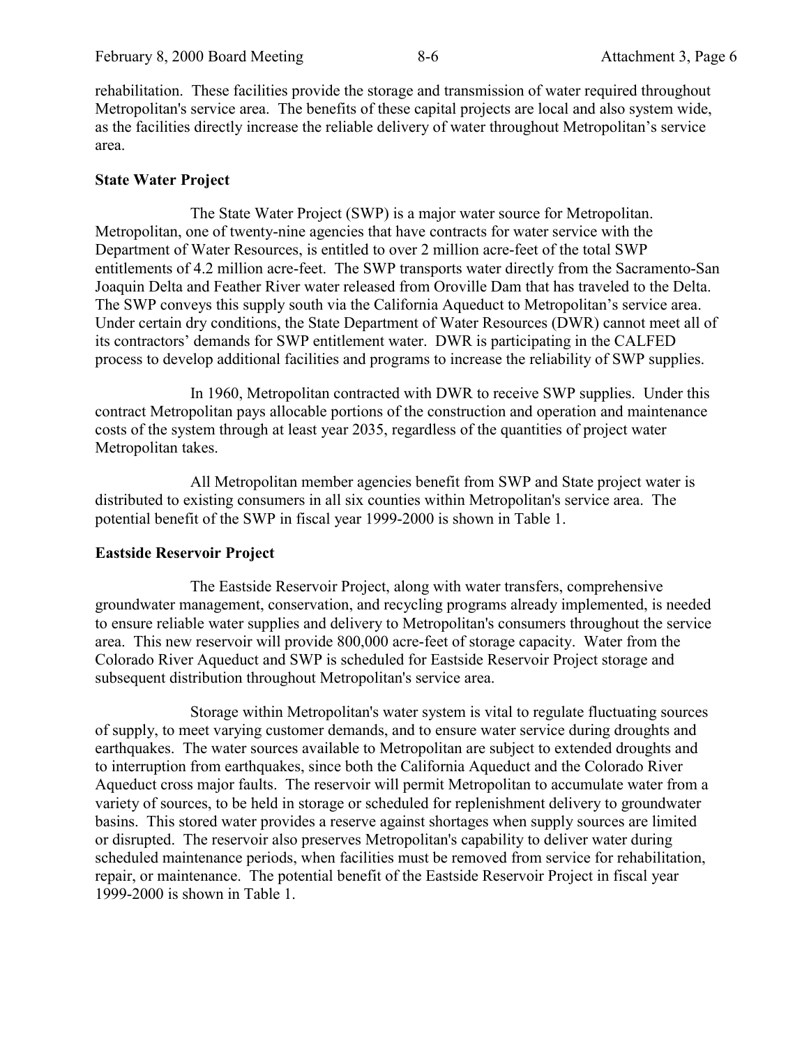rehabilitation. These facilities provide the storage and transmission of water required throughout Metropolitan's service area. The benefits of these capital projects are local and also system wide, as the facilities directly increase the reliable delivery of water throughout Metropolitan's service area.

**State Water Project**

The State Water Project (SWP) is a major water source for Metropolitan. Metropolitan, one of twenty-nine agencies that have contracts for water service with the Department of Water Resources, is entitled to over 2 million acre-feet of the total SWP entitlements of 4.2 million acre-feet. The SWP transports water directly from the Sacramento-San Joaquin Delta and Feather River water released from Oroville Dam that has traveled to the Delta. The SWP conveys this supply south via the California Aqueduct to Metropolitan's service area. Under certain dry conditions, the State Department of Water Resources (DWR) cannot meet all of its contractors' demands for SWP entitlement water. DWR is participating in the CALFED process to develop additional facilities and programs to increase the reliability of SWP supplies.

In 1960, Metropolitan contracted with DWR to receive SWP supplies. Under this contract Metropolitan pays allocable portions of the construction and operation and maintenance costs of the system through at least year 2035, regardless of the quantities of project water Metropolitan takes.

All Metropolitan member agencies benefit from SWP and State project water is distributed to existing consumers in all six counties within Metropolitan's service area. The potential benefit of the SWP in fiscal year 1999-2000 is shown in Table 1.

**Eastside Reservoir Project**

The Eastside Reservoir Project, along with water transfers, comprehensive groundwater management, conservation, and recycling programs already implemented, is needed to ensure reliable water supplies and delivery to Metropolitan's consumers throughout the service area. This new reservoir will provide 800,000 acre-feet of storage capacity. Water from the Colorado River Aqueduct and SWP is scheduled for Eastside Reservoir Project storage and subsequent distribution throughout Metropolitan's service area.

Storage within Metropolitan's water system is vital to regulate fluctuating sources of supply, to meet varying customer demands, and to ensure water service during droughts and earthquakes. The water sources available to Metropolitan are subject to extended droughts and to interruption from earthquakes, since both the California Aqueduct and the Colorado River Aqueduct cross major faults. The reservoir will permit Metropolitan to accumulate water from a variety of sources, to be held in storage or scheduled for replenishment delivery to groundwater basins. This stored water provides a reserve against shortages when supply sources are limited or disrupted. The reservoir also preserves Metropolitan's capability to deliver water during scheduled maintenance periods, when facilities must be removed from service for rehabilitation, repair, or maintenance. The potential benefit of the Eastside Reservoir Project in fiscal year 1999-2000 is shown in Table 1.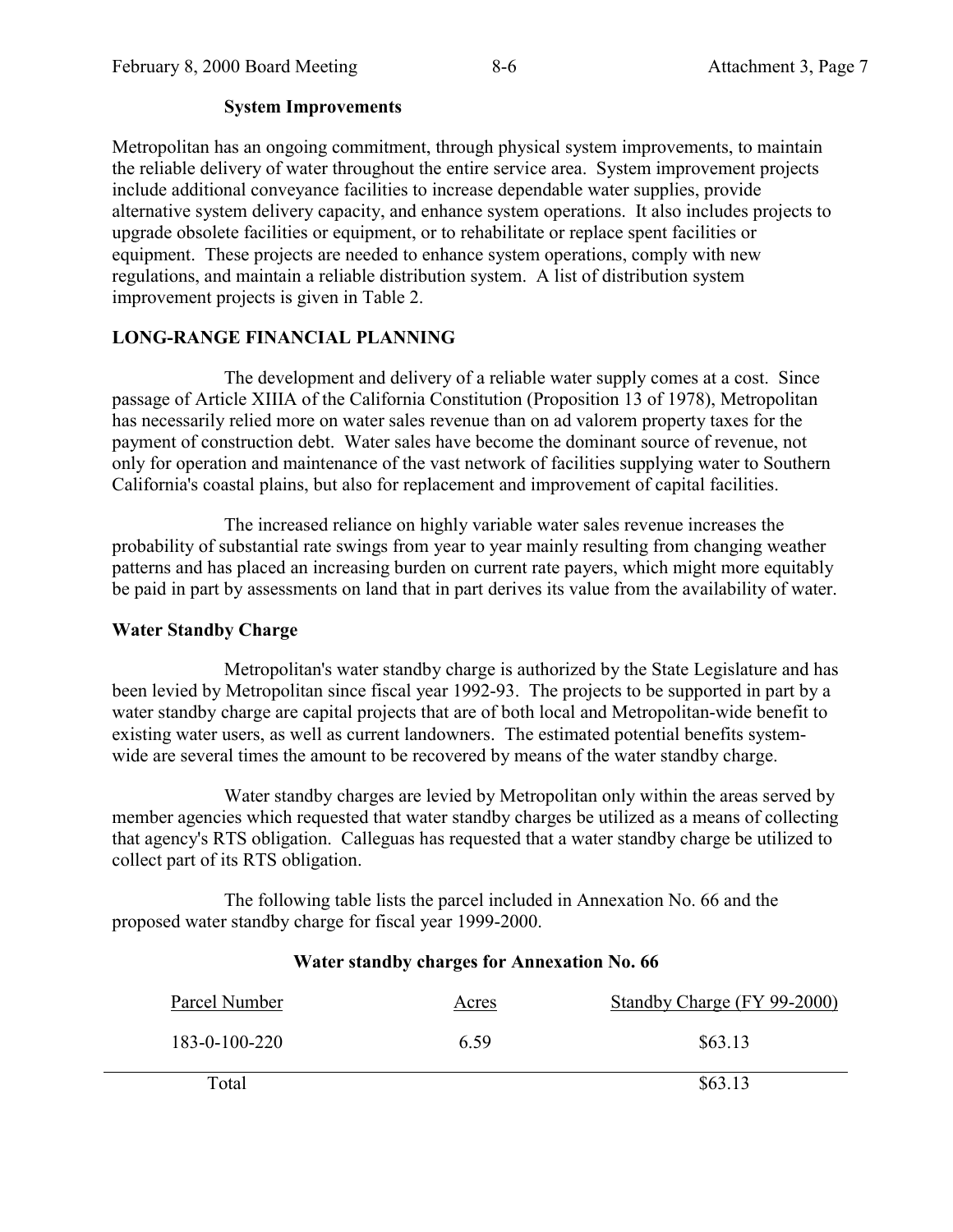**System Improvements**

Metropolitan has an ongoing commitment, through physical system improvements, to maintain the reliable delivery of water throughout the entire service area. System improvement projects include additional conveyance facilities to increase dependable water supplies, provide alternative system delivery capacity, and enhance system operations. It also includes projects to upgrade obsolete facilities or equipment, or to rehabilitate or replace spent facilities or equipment. These projects are needed to enhance system operations, comply with new regulations, and maintain a reliable distribution system. A list of distribution system improvement projects is given in Table 2.

## LONG-RANGE FINANCIAL PLANNING

The development and delivery of a reliable water supply comes at a cost. Since passage of Article XIIIA of the California Constitution (Proposition 13 of 1978), Metropolitan has necessarily relied more on water sales revenue than on ad valorem property taxes for the payment of construction debt. Water sales have become the dominant source of revenue, not only for operation and maintenance of the vast network of facilities supplying water to Southern California's coastal plains, but also for replacement and improvement of capital facilities.

The increased reliance on highly variable water sales revenue increases the probability of substantial rate swings from year to year mainly resulting from changing weather patterns and has placed an increasing burden on current rate payers, which might more equitably be paid in part by assessments on land that in part derives its value from the availability of water.

### Water Standby Charge

Metropolitan's water standby charge is authorized by the State Legislature and has been levied by Metropolitan since fiscal year 1992-93. The projects to be supported in part by a water standby charge are capital projects that are of both local and Metropolitan-wide benefit to existing water users, as well as current landowners. The estimated potential benefits system-wide are several times the amount to be recovered by means of the water standby charge.

Water standby charges are levied by Metropolitan only within the areas served by member agencies which requested that water standby charges be utilized as a means of collecting that agency's RTS obligation. Calleguas has requested that a water standby charge be utilized to collect part of its RTS obligation.

The following table lists the parcel included in Annexation No. 66 and the proposed water standby charge for fiscal year 1999-2000.

**Water standby charges for Annexation No. 66**

| Parcel Number | Acres | Standby Charge (FY 99-2000) |
|---|---|---|
| 183-0-100-220 | 6.59 | $63.13 |
| Total | | $63.13 |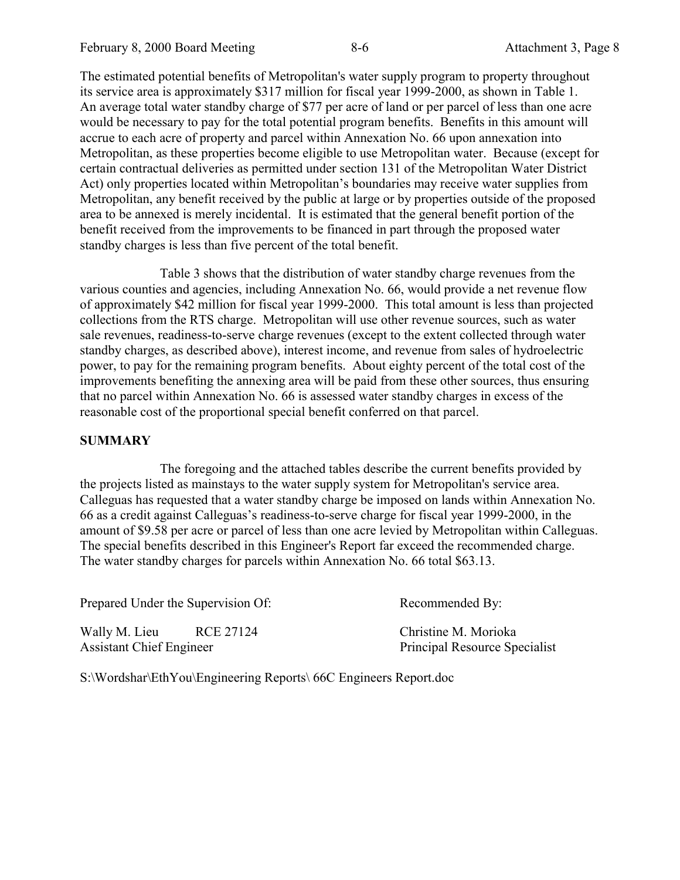The estimated potential benefits of Metropolitan's water supply program to property throughout its service area is approximately $317 million for fiscal year 1999-2000, as shown in Table 1. An average total water standby charge of $77 per acre of land or per parcel of less than one acre would be necessary to pay for the total potential program benefits. Benefits in this amount will accrue to each acre of property and parcel within Annexation No. 66 upon annexation into Metropolitan, as these properties become eligible to use Metropolitan water. Because (except for certain contractual deliveries as permitted under section 131 of the Metropolitan Water District Act) only properties located within Metropolitan's boundaries may receive water supplies from Metropolitan, any benefit received by the public at large or by properties outside of the proposed area to be annexed is merely incidental. It is estimated that the general benefit portion of the benefit received from the improvements to be financed in part through the proposed water standby charges is less than five percent of the total benefit.

Table 3 shows that the distribution of water standby charge revenues from the various counties and agencies, including Annexation No. 66, would provide a net revenue flow of approximately $42 million for fiscal year 1999-2000. This total amount is less than projected collections from the RTS charge. Metropolitan will use other revenue sources, such as water sale revenues, readiness-to-serve charge revenues (except to the extent collected through water standby charges, as described above), interest income, and revenue from sales of hydroelectric power, to pay for the remaining program benefits. About eighty percent of the total cost of the improvements benefiting the annexing area will be paid from these other sources, thus ensuring that no parcel within Annexation No. 66 is assessed water standby charges in excess of the reasonable cost of the proportional special benefit conferred on that parcel.

**SUMMARY**

The foregoing and the attached tables describe the current benefits provided by the projects listed as mainstays to the water supply system for Metropolitan's service area. Calleguas has requested that a water standby charge be imposed on lands within Annexation No. 66 as a credit against Calleguas's readiness-to-serve charge for fiscal year 1999-2000, in the amount of $9.58 per acre or parcel of less than one acre levied by Metropolitan within Calleguas. The special benefits described in this Engineer's Report far exceed the recommended charge. The water standby charges for parcels within Annexation No. 66 total $63.13.

Prepared Under the Supervision Of:

Wally M. Lieu RCE 27124
Assistant Chief Engineer

Recommended By:

Christine M. Morioka
Principal Resource Specialist

S:\Wordshar\EthYou\Engineering Reports\ 66C Engineers Report.doc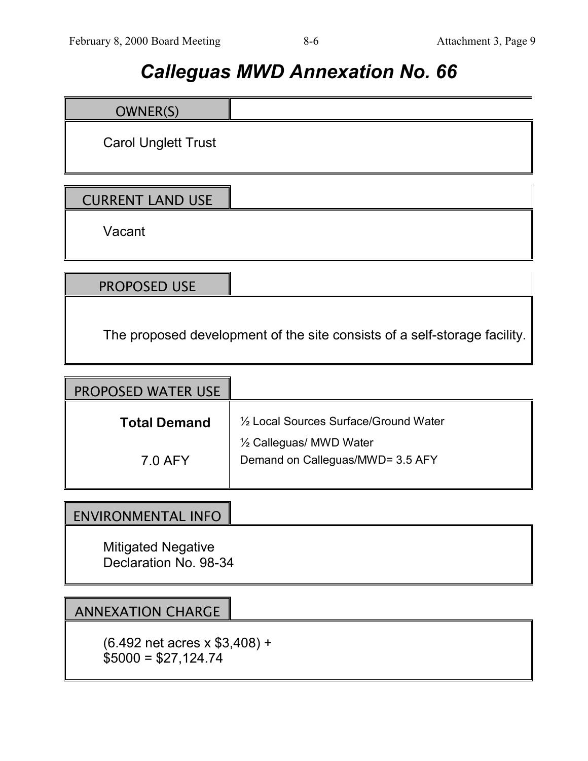# *Calleguas MWD Annexation No. 66*

## OWNER(S)

Carol Unglett Trust

## CURRENT LAND USE

Vacant

## PROPOSED USE

The proposed development of the site consists of a self-storage facility.

## PROPOSED WATER USE

| **Total Demand** | ½ Local Sources Surface/Ground Water |
|---|---|
| 7.0 AFY | ½ Calleguas/ MWD Water<br>Demand on Calleguas/MWD= 3.5 AFY |

## ENVIRONMENTAL INFO

Mitigated Negative
Declaration No. 98-34

## ANNEXATION CHARGE

(6.492 net acres x $3,408) +
$5000 = $27,124.74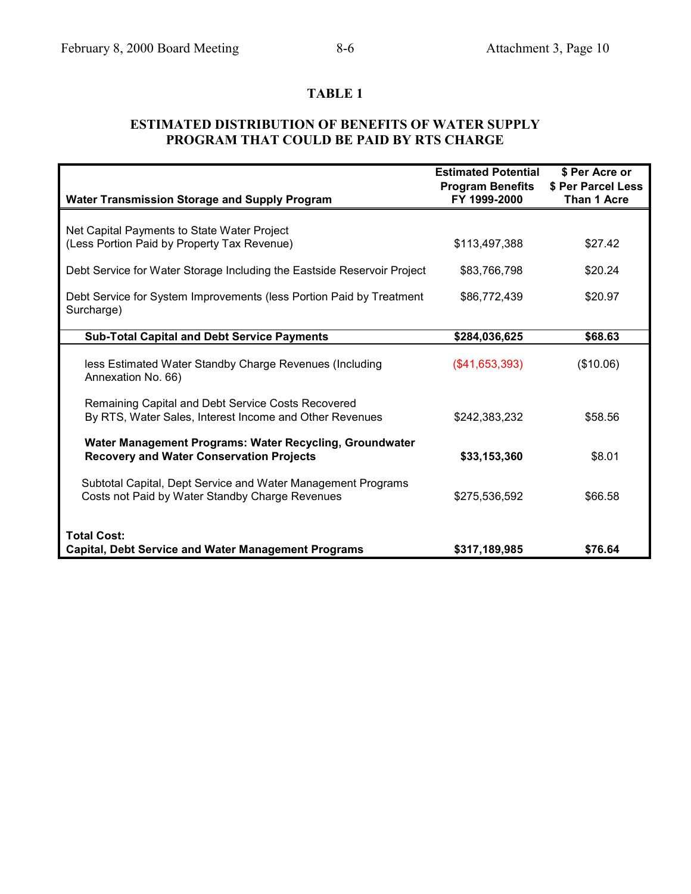## TABLE 1

### ESTIMATED DISTRIBUTION OF BENEFITS OF WATER SUPPLY PROGRAM THAT COULD BE PAID BY RTS CHARGE

| Water Transmission Storage and Supply Program | Estimated Potential Program Benefits FY 1999-2000 | $ Per Acre or $ Per Parcel Less Than 1 Acre |
|---|---|---|
| Net Capital Payments to State Water Project (Less Portion Paid by Property Tax Revenue) | $113,497,388 | $27.42 |
| Debt Service for Water Storage Including the Eastside Reservoir Project | $83,766,798 | $20.24 |
| Debt Service for System Improvements (less Portion Paid by Treatment Surcharge) | $86,772,439 | $20.97 |
| **Sub-Total Capital and Debt Service Payments** | **$284,036,625** | **$68.63** |
| less Estimated Water Standby Charge Revenues (Including Annexation No. 66) | ($41,653,393) | ($10.06) |
| Remaining Capital and Debt Service Costs Recovered By RTS, Water Sales, Interest Income and Other Revenues | $242,383,232 | $58.56 |
| **Water Management Programs: Water Recycling, Groundwater Recovery and Water Conservation Projects** | **$33,153,360** | $8.01 |
| Subtotal Capital, Dept Service and Water Management Programs Costs not Paid by Water Standby Charge Revenues | $275,536,592 | $66.58 |
| **Total Cost: Capital, Debt Service and Water Management Programs** | **$317,189,985** | **$76.64** |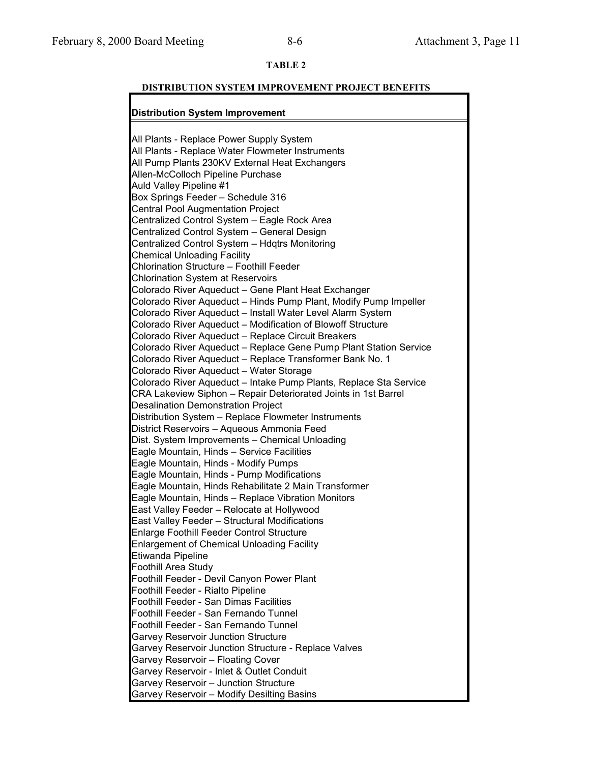**TABLE 2**

**DISTRIBUTION SYSTEM IMPROVEMENT PROJECT BENEFITS**

| **Distribution System Improvement** |
|---|
| All Plants - Replace Power Supply System |
| All Plants - Replace Water Flowmeter Instruments |
| All Pump Plants 230KV External Heat Exchangers |
| Allen-McColloch Pipeline Purchase |
| Auld Valley Pipeline #1 |
| Box Springs Feeder – Schedule 316 |
| Central Pool Augmentation Project |
| Centralized Control System – Eagle Rock Area |
| Centralized Control System – General Design |
| Centralized Control System – Hdqtrs Monitoring |
| Chemical Unloading Facility |
| Chlorination Structure – Foothill Feeder |
| Chlorination System at Reservoirs |
| Colorado River Aqueduct – Gene Plant Heat Exchanger |
| Colorado River Aqueduct – Hinds Pump Plant, Modify Pump Impeller |
| Colorado River Aqueduct – Install Water Level Alarm System |
| Colorado River Aqueduct – Modification of Blowoff Structure |
| Colorado River Aqueduct – Replace Circuit Breakers |
| Colorado River Aqueduct – Replace Gene Pump Plant Station Service |
| Colorado River Aqueduct – Replace Transformer Bank No. 1 |
| Colorado River Aqueduct – Water Storage |
| Colorado River Aqueduct – Intake Pump Plants, Replace Sta Service |
| CRA Lakeview Siphon – Repair Deteriorated Joints in 1st Barrel |
| Desalination Demonstration Project |
| Distribution System – Replace Flowmeter Instruments |
| District Reservoirs – Aqueous Ammonia Feed |
| Dist. System Improvements – Chemical Unloading |
| Eagle Mountain, Hinds – Service Facilities |
| Eagle Mountain, Hinds - Modify Pumps |
| Eagle Mountain, Hinds - Pump Modifications |
| Eagle Mountain, Hinds Rehabilitate 2 Main Transformer |
| Eagle Mountain, Hinds – Replace Vibration Monitors |
| East Valley Feeder – Relocate at Hollywood |
| East Valley Feeder – Structural Modifications |
| Enlarge Foothill Feeder Control Structure |
| Enlargement of Chemical Unloading Facility |
| Etiwanda Pipeline |
| Foothill Area Study |
| Foothill Feeder - Devil Canyon Power Plant |
| Foothill Feeder - Rialto Pipeline |
| Foothill Feeder - San Dimas Facilities |
| Foothill Feeder - San Fernando Tunnel |
| Foothill Feeder - San Fernando Tunnel |
| Garvey Reservoir Junction Structure |
| Garvey Reservoir Junction Structure - Replace Valves |
| Garvey Reservoir – Floating Cover |
| Garvey Reservoir - Inlet & Outlet Conduit |
| Garvey Reservoir – Junction Structure |
| Garvey Reservoir – Modify Desilting Basins |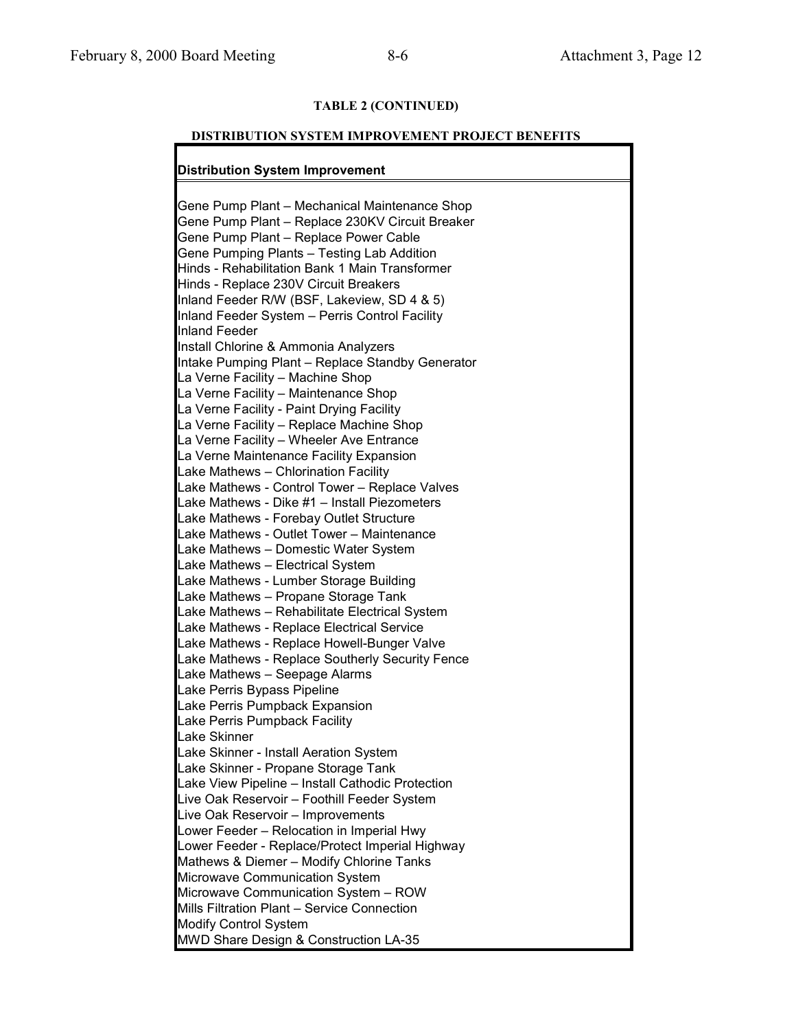**TABLE 2 (CONTINUED)**

**DISTRIBUTION SYSTEM IMPROVEMENT PROJECT BENEFITS**

| Distribution System Improvement |
|---|
| Gene Pump Plant – Mechanical Maintenance Shop |
| Gene Pump Plant – Replace 230KV Circuit Breaker |
| Gene Pump Plant – Replace Power Cable |
| Gene Pumping Plants – Testing Lab Addition |
| Hinds - Rehabilitation Bank 1 Main Transformer |
| Hinds - Replace 230V Circuit Breakers |
| Inland Feeder R/W (BSF, Lakeview, SD 4 & 5) |
| Inland Feeder System – Perris Control Facility |
| Inland Feeder |
| Install Chlorine & Ammonia Analyzers |
| Intake Pumping Plant – Replace Standby Generator |
| La Verne Facility – Machine Shop |
| La Verne Facility – Maintenance Shop |
| La Verne Facility - Paint Drying Facility |
| La Verne Facility – Replace Machine Shop |
| La Verne Facility – Wheeler Ave Entrance |
| La Verne Maintenance Facility Expansion |
| Lake Mathews – Chlorination Facility |
| Lake Mathews - Control Tower – Replace Valves |
| Lake Mathews - Dike #1 – Install Piezometers |
| Lake Mathews - Forebay Outlet Structure |
| Lake Mathews - Outlet Tower – Maintenance |
| Lake Mathews – Domestic Water System |
| Lake Mathews – Electrical System |
| Lake Mathews - Lumber Storage Building |
| Lake Mathews – Propane Storage Tank |
| Lake Mathews – Rehabilitate Electrical System |
| Lake Mathews - Replace Electrical Service |
| Lake Mathews - Replace Howell-Bunger Valve |
| Lake Mathews - Replace Southerly Security Fence |
| Lake Mathews – Seepage Alarms |
| Lake Perris Bypass Pipeline |
| Lake Perris Pumpback Expansion |
| Lake Perris Pumpback Facility |
| Lake Skinner |
| Lake Skinner - Install Aeration System |
| Lake Skinner - Propane Storage Tank |
| Lake View Pipeline – Install Cathodic Protection |
| Live Oak Reservoir – Foothill Feeder System |
| Live Oak Reservoir – Improvements |
| Lower Feeder – Relocation in Imperial Hwy |
| Lower Feeder - Replace/Protect Imperial Highway |
| Mathews & Diemer – Modify Chlorine Tanks |
| Microwave Communication System |
| Microwave Communication System – ROW |
| Mills Filtration Plant – Service Connection |
| Modify Control System |
| MWD Share Design & Construction LA-35 |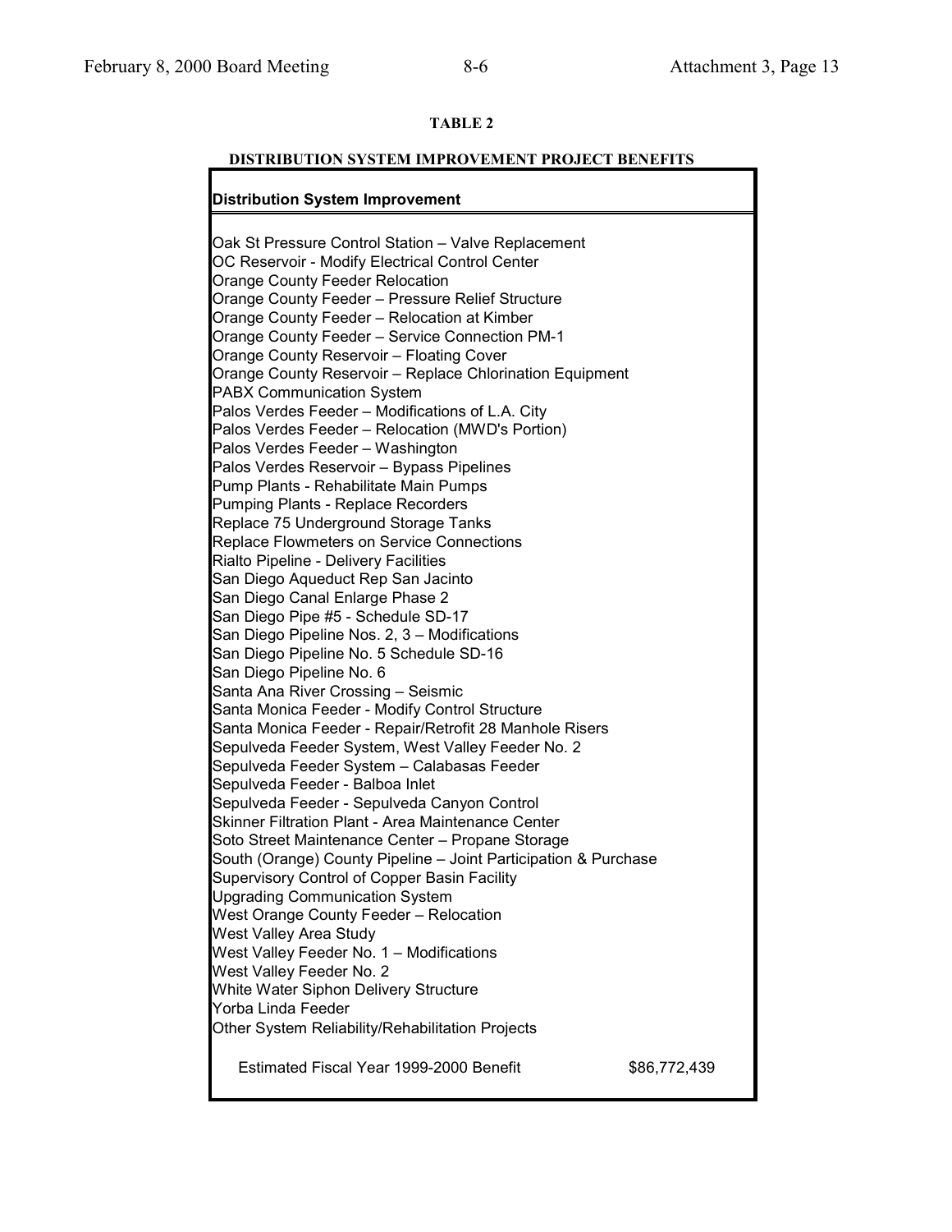**TABLE 2**

**DISTRIBUTION SYSTEM IMPROVEMENT PROJECT BENEFITS**

| **Distribution System Improvement** | |
| --- | --- |
| Oak St Pressure Control Station – Valve Replacement | |
| OC Reservoir - Modify Electrical Control Center | |
| Orange County Feeder Relocation | |
| Orange County Feeder – Pressure Relief Structure | |
| Orange County Feeder – Relocation at Kimber | |
| Orange County Feeder – Service Connection PM-1 | |
| Orange County Reservoir – Floating Cover | |
| Orange County Reservoir – Replace Chlorination Equipment | |
| PABX Communication System | |
| Palos Verdes Feeder – Modifications of L.A. City | |
| Palos Verdes Feeder – Relocation (MWD's Portion) | |
| Palos Verdes Feeder – Washington | |
| Palos Verdes Reservoir – Bypass Pipelines | |
| Pump Plants - Rehabilitate Main Pumps | |
| Pumping Plants - Replace Recorders | |
| Replace 75 Underground Storage Tanks | |
| Replace Flowmeters on Service Connections | |
| Rialto Pipeline - Delivery Facilities | |
| San Diego Aqueduct Rep San Jacinto | |
| San Diego Canal Enlarge Phase 2 | |
| San Diego Pipe #5 - Schedule SD-17 | |
| San Diego Pipeline Nos. 2, 3 – Modifications | |
| San Diego Pipeline No. 5 Schedule SD-16 | |
| San Diego Pipeline No. 6 | |
| Santa Ana River Crossing – Seismic | |
| Santa Monica Feeder - Modify Control Structure | |
| Santa Monica Feeder - Repair/Retrofit 28 Manhole Risers | |
| Sepulveda Feeder System, West Valley Feeder No. 2 | |
| Sepulveda Feeder System – Calabasas Feeder | |
| Sepulveda Feeder - Balboa Inlet | |
| Sepulveda Feeder - Sepulveda Canyon Control | |
| Skinner Filtration Plant - Area Maintenance Center | |
| Soto Street Maintenance Center – Propane Storage | |
| South (Orange) County Pipeline – Joint Participation & Purchase | |
| Supervisory Control of Copper Basin Facility | |
| Upgrading Communication System | |
| West Orange County Feeder – Relocation | |
| West Valley Area Study | |
| West Valley Feeder No. 1 – Modifications | |
| West Valley Feeder No. 2 | |
| White Water Siphon Delivery Structure | |
| Yorba Linda Feeder | |
| Other System Reliability/Rehabilitation Projects | |
| Estimated Fiscal Year 1999-2000 Benefit | $86,772,439 |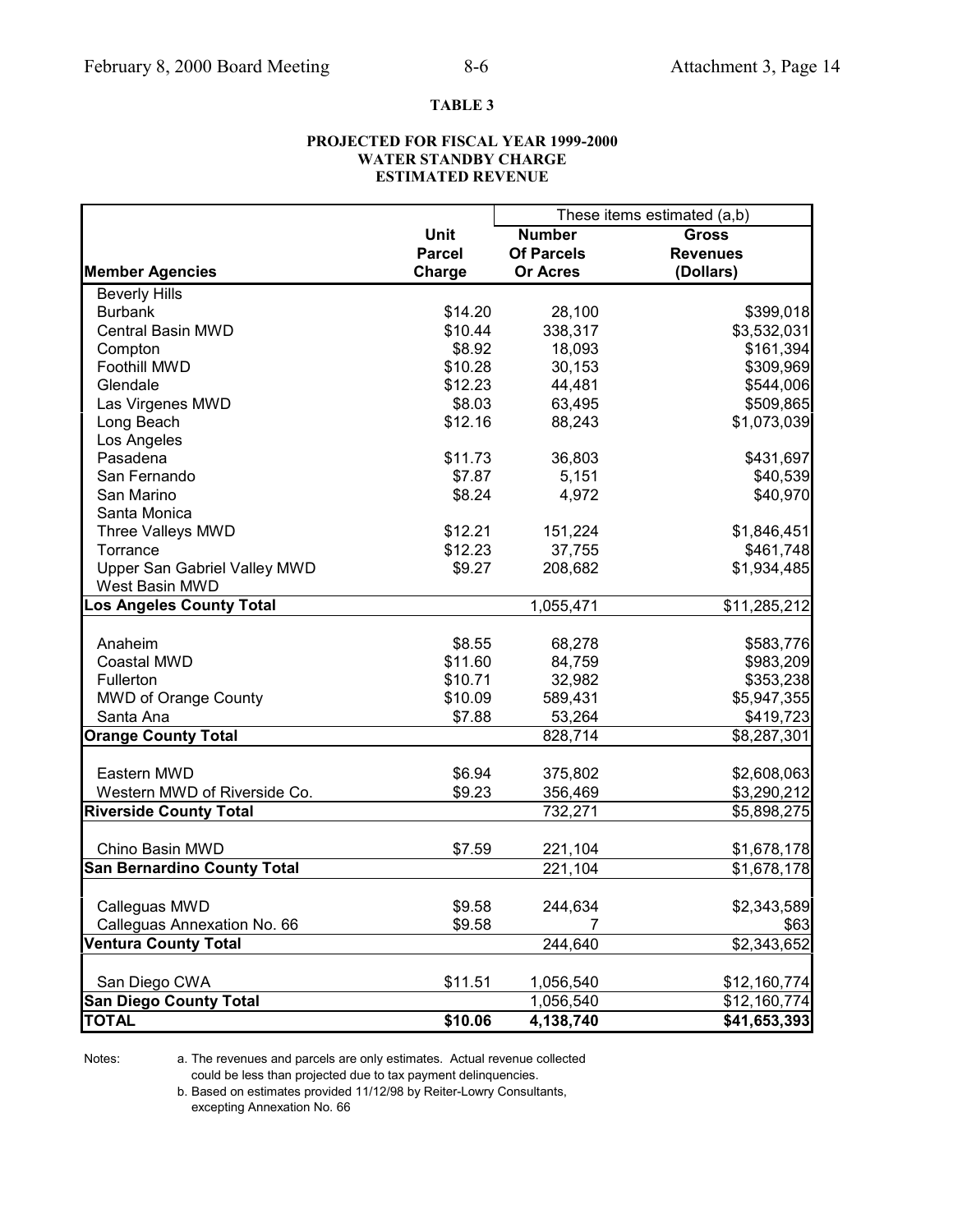**TABLE 3**

**PROJECTED FOR FISCAL YEAR 1999-2000**
**WATER STANDBY CHARGE**
**ESTIMATED REVENUE**

| | | These items estimated (a,b) | |
|---|---|---|---|
| **Member Agencies** | **Unit Parcel Charge** | **Number Of Parcels Or Acres** | **Gross Revenues (Dollars)** |
| Beverly Hills | | | |
| Burbank | $14.20 | 28,100 | $399,018 |
| Central Basin MWD | $10.44 | 338,317 | $3,532,031 |
| Compton | $8.92 | 18,093 | $161,394 |
| Foothill MWD | $10.28 | 30,153 | $309,969 |
| Glendale | $12.23 | 44,481 | $544,006 |
| Las Virgenes MWD | $8.03 | 63,495 | $509,865 |
| Long Beach | $12.16 | 88,243 | $1,073,039 |
| Los Angeles | | | |
| Pasadena | $11.73 | 36,803 | $431,697 |
| San Fernando | $7.87 | 5,151 | $40,539 |
| San Marino | $8.24 | 4,972 | $40,970 |
| Santa Monica | | | |
| Three Valleys MWD | $12.21 | 151,224 | $1,846,451 |
| Torrance | $12.23 | 37,755 | $461,748 |
| Upper San Gabriel Valley MWD | $9.27 | 208,682 | $1,934,485 |
| West Basin MWD | | | |
| **Los Angeles County Total** | | 1,055,471 | $11,285,212 |
| Anaheim | $8.55 | 68,278 | $583,776 |
| Coastal MWD | $11.60 | 84,759 | $983,209 |
| Fullerton | $10.71 | 32,982 | $353,238 |
| MWD of Orange County | $10.09 | 589,431 | $5,947,355 |
| Santa Ana | $7.88 | 53,264 | $419,723 |
| **Orange County Total** | | 828,714 | $8,287,301 |
| Eastern MWD | $6.94 | 375,802 | $2,608,063 |
| Western MWD of Riverside Co. | $9.23 | 356,469 | $3,290,212 |
| **Riverside County Total** | | 732,271 | $5,898,275 |
| Chino Basin MWD | $7.59 | 221,104 | $1,678,178 |
| **San Bernardino County Total** | | 221,104 | $1,678,178 |
| Calleguas MWD | $9.58 | 244,634 | $2,343,589 |
| Calleguas Annexation No. 66 | $9.58 | 7 | $63 |
| **Ventura County Total** | | 244,640 | $2,343,652 |
| San Diego CWA | $11.51 | 1,056,540 | $12,160,774 |
| **San Diego County Total** | | 1,056,540 | $12,160,774 |
| **TOTAL** | **$10.06** | **4,138,740** | **$41,653,393** |

Notes:

a. The revenues and parcels are only estimates. Actual revenue collected could be less than projected due to tax payment delinquencies.

b. Based on estimates provided 11/12/98 by Reiter-Lowry Consultants, excepting Annexation No. 66